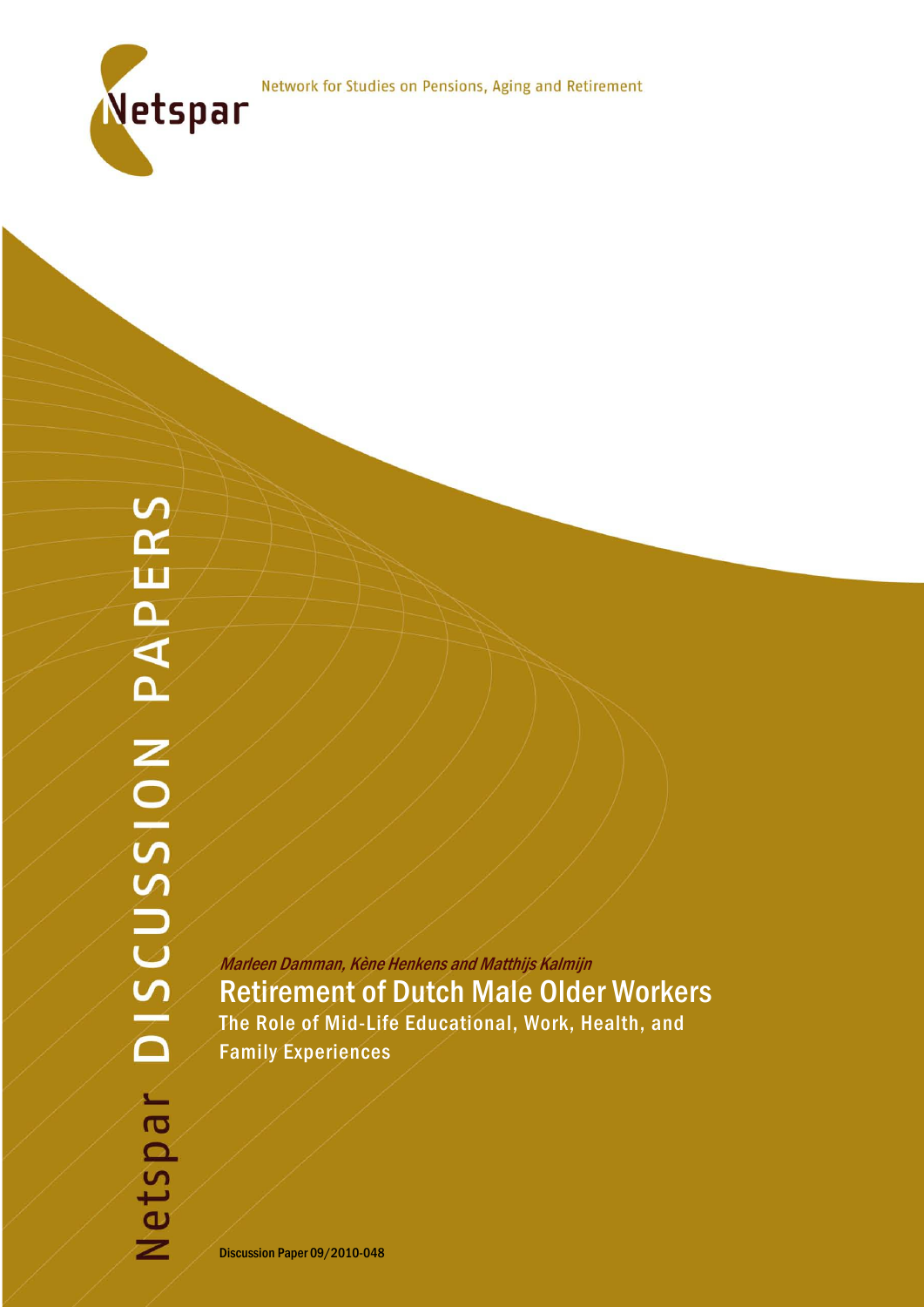Netspar

Network for Studies on Pensions, Aging and Retirement

Netspar DISCUSSION PAPERS

*Marleen Damman, Kène Henkens and Matthijs Kalmijn*

# Retirement of Dutch Male Older Workers

## The Role of Mid-Life Educational, Work, Health, and Family Experiences

Discussion Paper 09/2010-048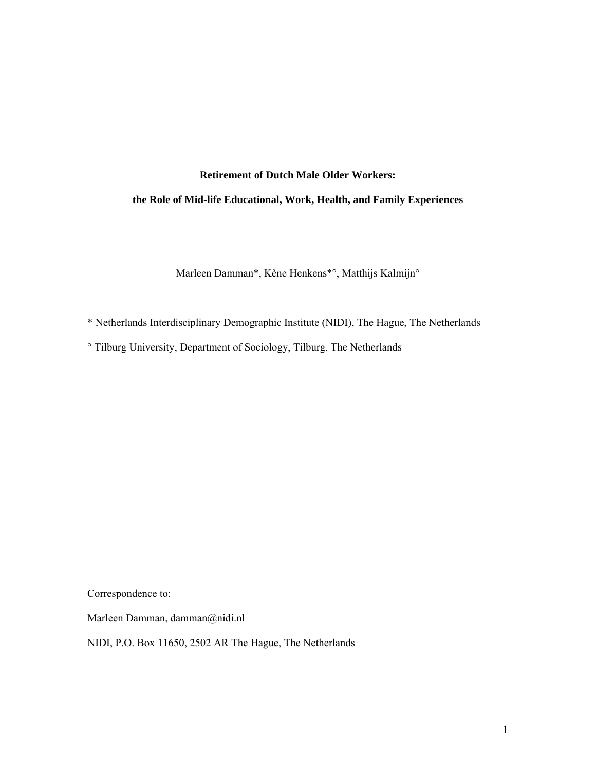**Retirement of Dutch Male Older Workers:**

**the Role of Mid-life Educational, Work, Health, and Family Experiences**

Marleen Damman*, Kène Henkens*°, Matthijs Kalmijn°

* Netherlands Interdisciplinary Demographic Institute (NIDI), The Hague, The Netherlands

° Tilburg University, Department of Sociology, Tilburg, The Netherlands

Correspondence to:

Marleen Damman, damman@nidi.nl

NIDI, P.O. Box 11650, 2502 AR The Hague, The Netherlands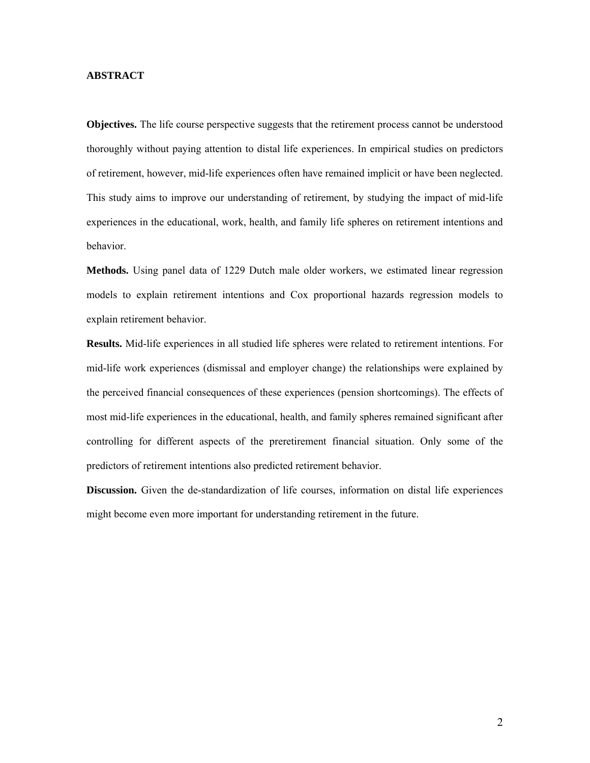## ABSTRACT

**Objectives.** The life course perspective suggests that the retirement process cannot be understood thoroughly without paying attention to distal life experiences. In empirical studies on predictors of retirement, however, mid-life experiences often have remained implicit or have been neglected. This study aims to improve our understanding of retirement, by studying the impact of mid-life experiences in the educational, work, health, and family life spheres on retirement intentions and behavior.

**Methods.** Using panel data of 1229 Dutch male older workers, we estimated linear regression models to explain retirement intentions and Cox proportional hazards regression models to explain retirement behavior.

**Results.** Mid-life experiences in all studied life spheres were related to retirement intentions. For mid-life work experiences (dismissal and employer change) the relationships were explained by the perceived financial consequences of these experiences (pension shortcomings). The effects of most mid-life experiences in the educational, health, and family spheres remained significant after controlling for different aspects of the preretirement financial situation. Only some of the predictors of retirement intentions also predicted retirement behavior.

**Discussion.** Given the de-standardization of life courses, information on distal life experiences might become even more important for understanding retirement in the future.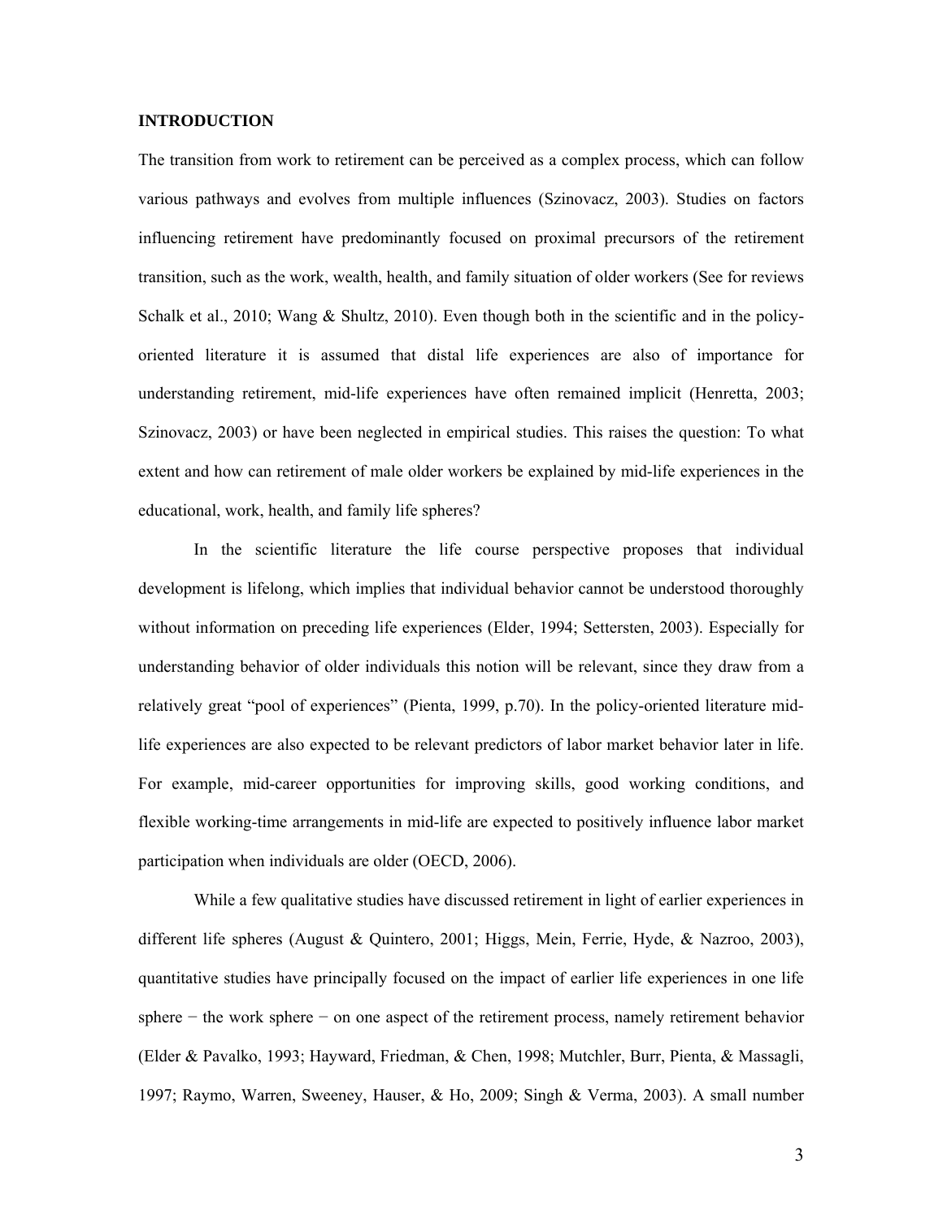## INTRODUCTION

The transition from work to retirement can be perceived as a complex process, which can follow various pathways and evolves from multiple influences (Szinovacz, 2003). Studies on factors influencing retirement have predominantly focused on proximal precursors of the retirement transition, such as the work, wealth, health, and family situation of older workers (See for reviews Schalk et al., 2010; Wang & Shultz, 2010). Even though both in the scientific and in the policy-oriented literature it is assumed that distal life experiences are also of importance for understanding retirement, mid-life experiences have often remained implicit (Henretta, 2003; Szinovacz, 2003) or have been neglected in empirical studies. This raises the question: To what extent and how can retirement of male older workers be explained by mid-life experiences in the educational, work, health, and family life spheres?

In the scientific literature the life course perspective proposes that individual development is lifelong, which implies that individual behavior cannot be understood thoroughly without information on preceding life experiences (Elder, 1994; Settersten, 2003). Especially for understanding behavior of older individuals this notion will be relevant, since they draw from a relatively great "pool of experiences" (Pienta, 1999, p.70). In the policy-oriented literature mid-life experiences are also expected to be relevant predictors of labor market behavior later in life. For example, mid-career opportunities for improving skills, good working conditions, and flexible working-time arrangements in mid-life are expected to positively influence labor market participation when individuals are older (OECD, 2006).

While a few qualitative studies have discussed retirement in light of earlier experiences in different life spheres (August & Quintero, 2001; Higgs, Mein, Ferrie, Hyde, & Nazroo, 2003), quantitative studies have principally focused on the impact of earlier life experiences in one life sphere − the work sphere − on one aspect of the retirement process, namely retirement behavior (Elder & Pavalko, 1993; Hayward, Friedman, & Chen, 1998; Mutchler, Burr, Pienta, & Massagli, 1997; Raymo, Warren, Sweeney, Hauser, & Ho, 2009; Singh & Verma, 2003). A small number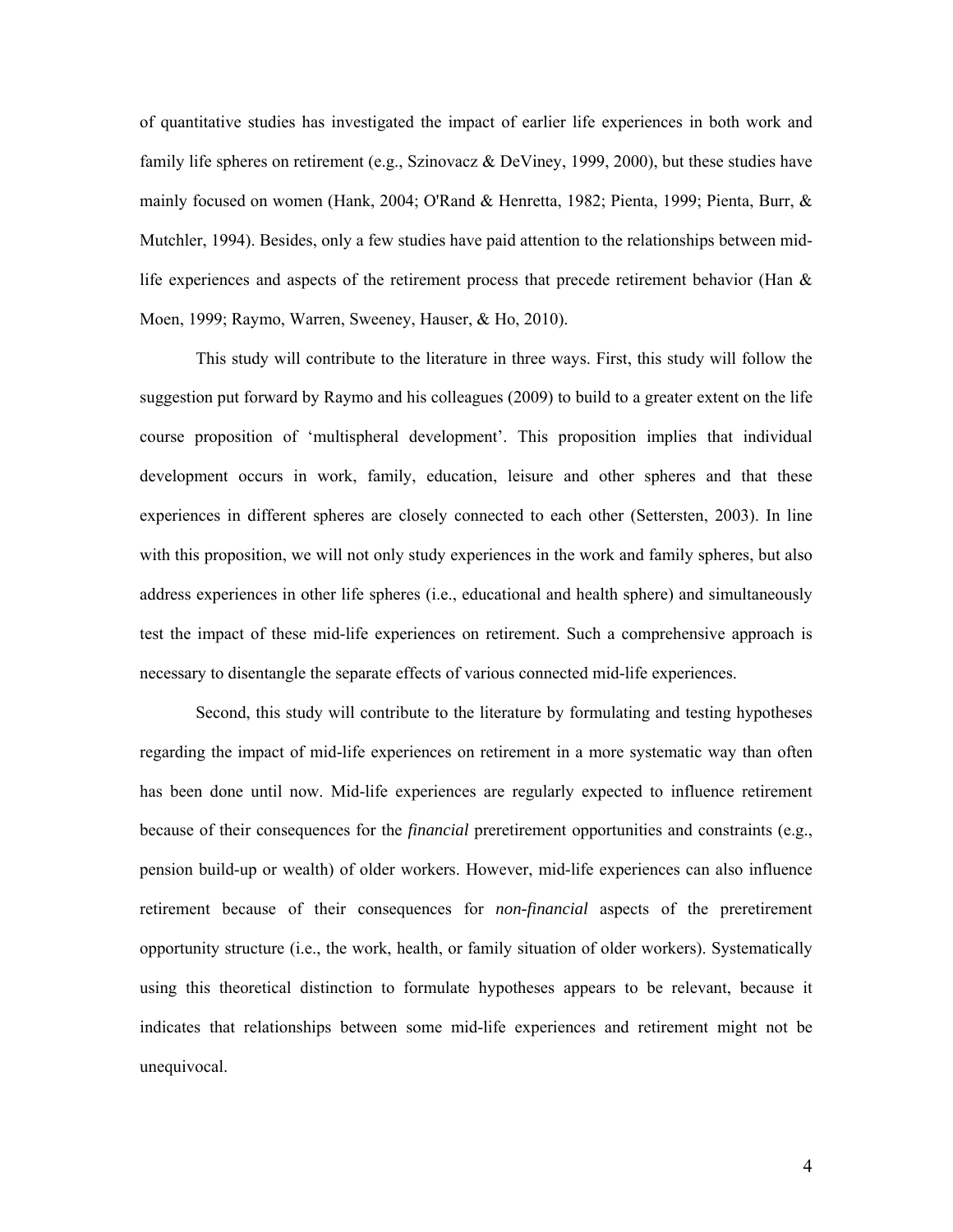of quantitative studies has investigated the impact of earlier life experiences in both work and family life spheres on retirement (e.g., Szinovacz & DeViney, 1999, 2000), but these studies have mainly focused on women (Hank, 2004; O'Rand & Henretta, 1982; Pienta, 1999; Pienta, Burr, & Mutchler, 1994). Besides, only a few studies have paid attention to the relationships between mid-life experiences and aspects of the retirement process that precede retirement behavior (Han & Moen, 1999; Raymo, Warren, Sweeney, Hauser, & Ho, 2010).

This study will contribute to the literature in three ways. First, this study will follow the suggestion put forward by Raymo and his colleagues (2009) to build to a greater extent on the life course proposition of 'multispheral development'. This proposition implies that individual development occurs in work, family, education, leisure and other spheres and that these experiences in different spheres are closely connected to each other (Settersten, 2003). In line with this proposition, we will not only study experiences in the work and family spheres, but also address experiences in other life spheres (i.e., educational and health sphere) and simultaneously test the impact of these mid-life experiences on retirement. Such a comprehensive approach is necessary to disentangle the separate effects of various connected mid-life experiences.

Second, this study will contribute to the literature by formulating and testing hypotheses regarding the impact of mid-life experiences on retirement in a more systematic way than often has been done until now. Mid-life experiences are regularly expected to influence retirement because of their consequences for the *financial* preretirement opportunities and constraints (e.g., pension build-up or wealth) of older workers. However, mid-life experiences can also influence retirement because of their consequences for *non-financial* aspects of the preretirement opportunity structure (i.e., the work, health, or family situation of older workers). Systematically using this theoretical distinction to formulate hypotheses appears to be relevant, because it indicates that relationships between some mid-life experiences and retirement might not be unequivocal.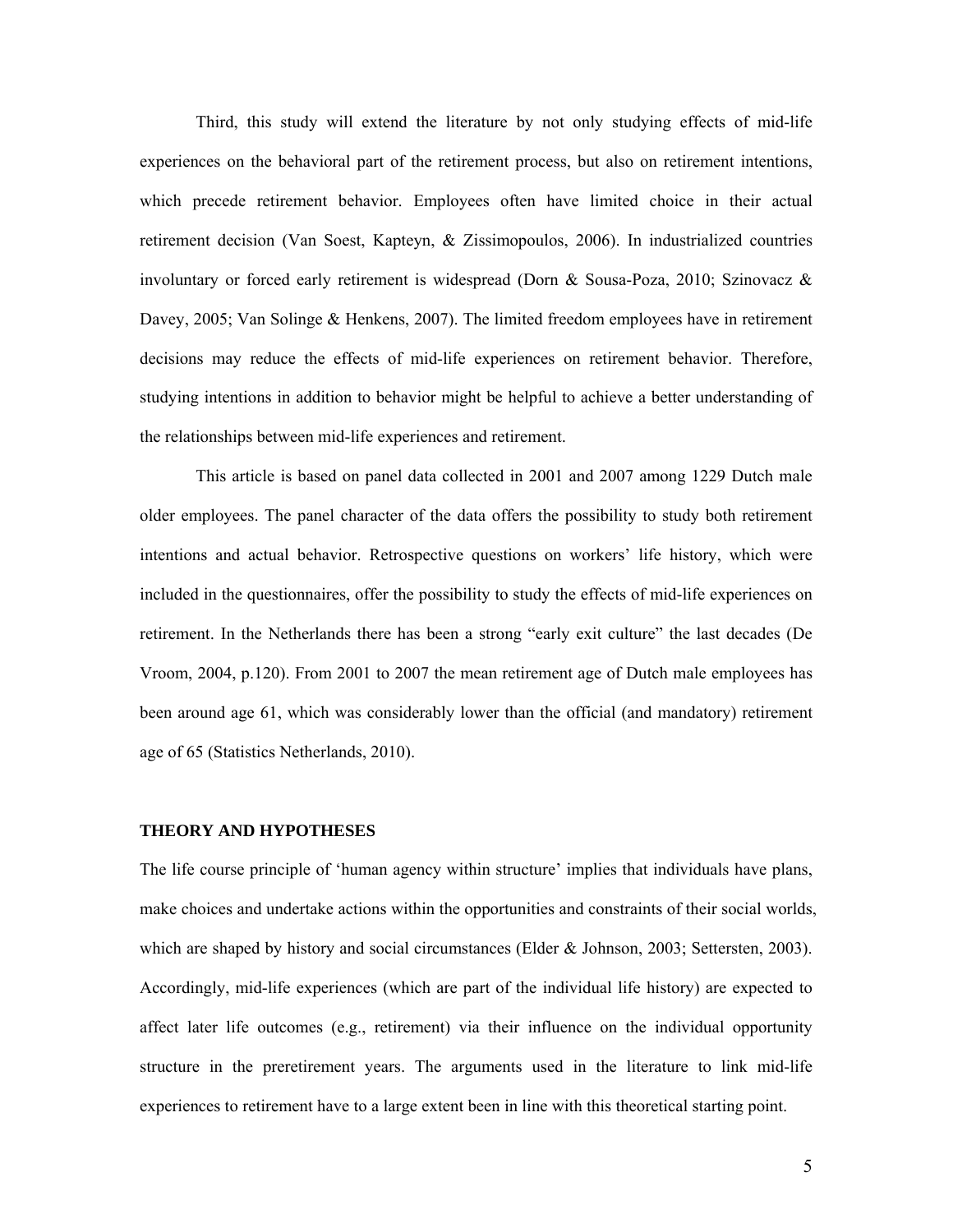Third, this study will extend the literature by not only studying effects of mid-life experiences on the behavioral part of the retirement process, but also on retirement intentions, which precede retirement behavior. Employees often have limited choice in their actual retirement decision (Van Soest, Kapteyn, & Zissimopoulos, 2006). In industrialized countries involuntary or forced early retirement is widespread (Dorn & Sousa-Poza, 2010; Szinovacz & Davey, 2005; Van Solinge & Henkens, 2007). The limited freedom employees have in retirement decisions may reduce the effects of mid-life experiences on retirement behavior. Therefore, studying intentions in addition to behavior might be helpful to achieve a better understanding of the relationships between mid-life experiences and retirement.

This article is based on panel data collected in 2001 and 2007 among 1229 Dutch male older employees. The panel character of the data offers the possibility to study both retirement intentions and actual behavior. Retrospective questions on workers' life history, which were included in the questionnaires, offer the possibility to study the effects of mid-life experiences on retirement. In the Netherlands there has been a strong "early exit culture" the last decades (De Vroom, 2004, p.120). From 2001 to 2007 the mean retirement age of Dutch male employees has been around age 61, which was considerably lower than the official (and mandatory) retirement age of 65 (Statistics Netherlands, 2010).

## THEORY AND HYPOTHESES

The life course principle of 'human agency within structure' implies that individuals have plans, make choices and undertake actions within the opportunities and constraints of their social worlds, which are shaped by history and social circumstances (Elder & Johnson, 2003; Settersten, 2003). Accordingly, mid-life experiences (which are part of the individual life history) are expected to affect later life outcomes (e.g., retirement) via their influence on the individual opportunity structure in the preretirement years. The arguments used in the literature to link mid-life experiences to retirement have to a large extent been in line with this theoretical starting point.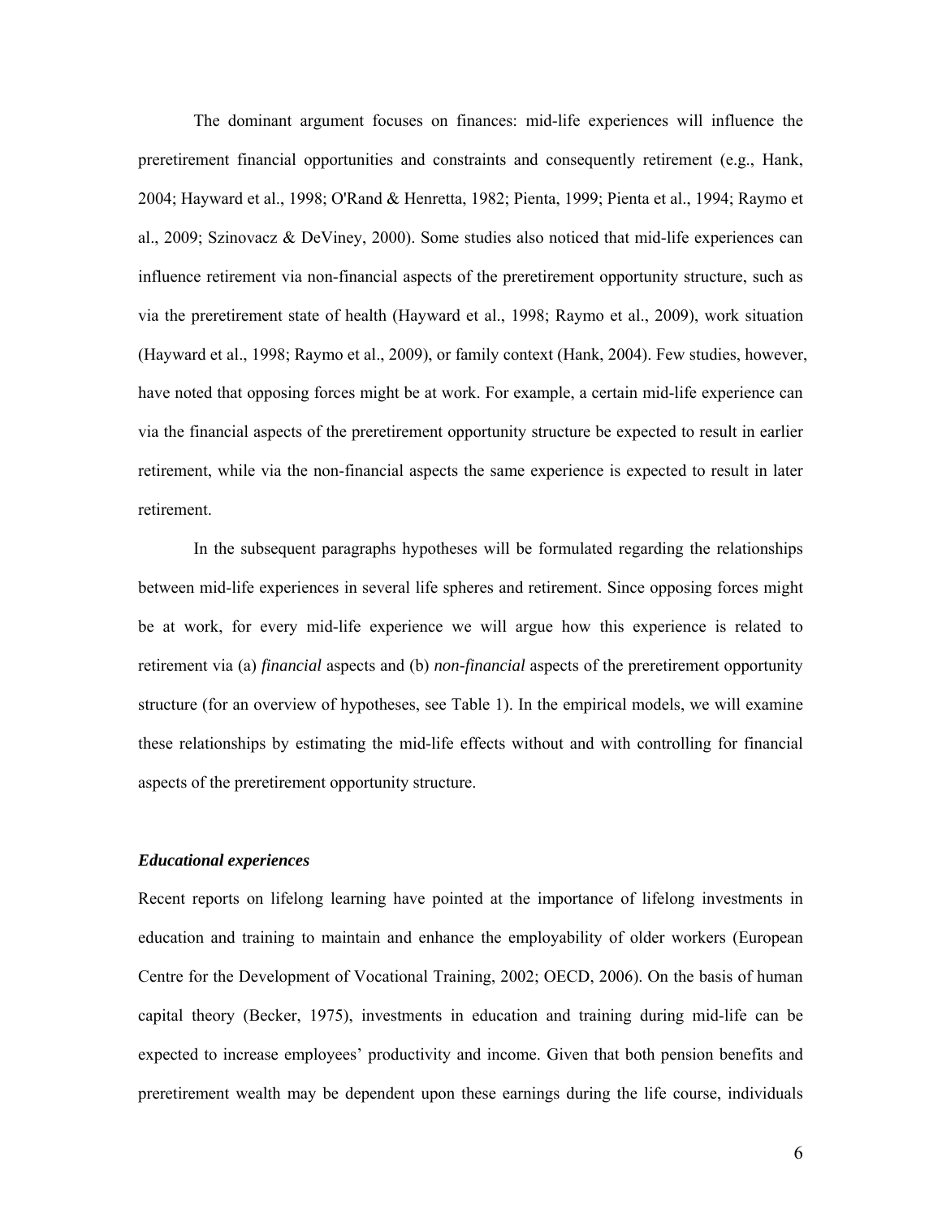The dominant argument focuses on finances: mid-life experiences will influence the preretirement financial opportunities and constraints and consequently retirement (e.g., Hank, 2004; Hayward et al., 1998; O'Rand & Henretta, 1982; Pienta, 1999; Pienta et al., 1994; Raymo et al., 2009; Szinovacz & DeViney, 2000). Some studies also noticed that mid-life experiences can influence retirement via non-financial aspects of the preretirement opportunity structure, such as via the preretirement state of health (Hayward et al., 1998; Raymo et al., 2009), work situation (Hayward et al., 1998; Raymo et al., 2009), or family context (Hank, 2004). Few studies, however, have noted that opposing forces might be at work. For example, a certain mid-life experience can via the financial aspects of the preretirement opportunity structure be expected to result in earlier retirement, while via the non-financial aspects the same experience is expected to result in later retirement.

In the subsequent paragraphs hypotheses will be formulated regarding the relationships between mid-life experiences in several life spheres and retirement. Since opposing forces might be at work, for every mid-life experience we will argue how this experience is related to retirement via (a) *financial* aspects and (b) *non-financial* aspects of the preretirement opportunity structure (for an overview of hypotheses, see Table 1). In the empirical models, we will examine these relationships by estimating the mid-life effects without and with controlling for financial aspects of the preretirement opportunity structure.

### *Educational experiences*

Recent reports on lifelong learning have pointed at the importance of lifelong investments in education and training to maintain and enhance the employability of older workers (European Centre for the Development of Vocational Training, 2002; OECD, 2006). On the basis of human capital theory (Becker, 1975), investments in education and training during mid-life can be expected to increase employees' productivity and income. Given that both pension benefits and preretirement wealth may be dependent upon these earnings during the life course, individuals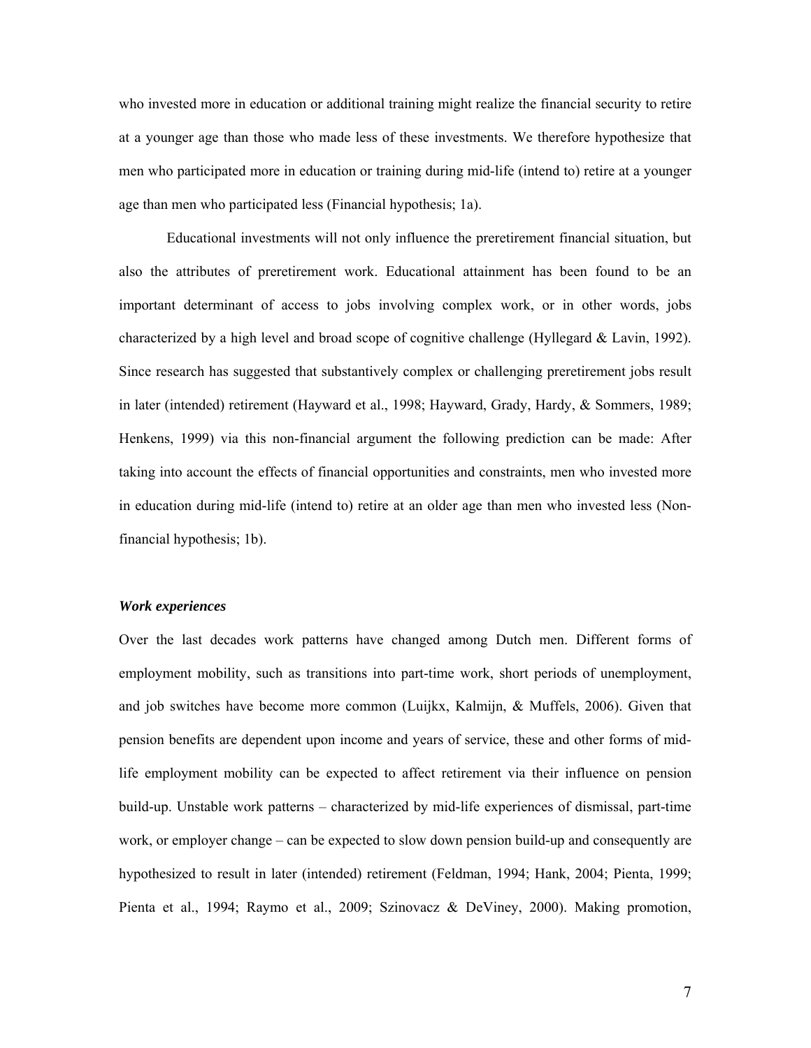who invested more in education or additional training might realize the financial security to retire at a younger age than those who made less of these investments. We therefore hypothesize that men who participated more in education or training during mid-life (intend to) retire at a younger age than men who participated less (Financial hypothesis; 1a).

Educational investments will not only influence the preretirement financial situation, but also the attributes of preretirement work. Educational attainment has been found to be an important determinant of access to jobs involving complex work, or in other words, jobs characterized by a high level and broad scope of cognitive challenge (Hyllegard & Lavin, 1992). Since research has suggested that substantively complex or challenging preretirement jobs result in later (intended) retirement (Hayward et al., 1998; Hayward, Grady, Hardy, & Sommers, 1989; Henkens, 1999) via this non-financial argument the following prediction can be made: After taking into account the effects of financial opportunities and constraints, men who invested more in education during mid-life (intend to) retire at an older age than men who invested less (Non-financial hypothesis; 1b).

### *Work experiences*

Over the last decades work patterns have changed among Dutch men. Different forms of employment mobility, such as transitions into part-time work, short periods of unemployment, and job switches have become more common (Luijkx, Kalmijn, & Muffels, 2006). Given that pension benefits are dependent upon income and years of service, these and other forms of mid-life employment mobility can be expected to affect retirement via their influence on pension build-up. Unstable work patterns – characterized by mid-life experiences of dismissal, part-time work, or employer change – can be expected to slow down pension build-up and consequently are hypothesized to result in later (intended) retirement (Feldman, 1994; Hank, 2004; Pienta, 1999; Pienta et al., 1994; Raymo et al., 2009; Szinovacz & DeViney, 2000). Making promotion,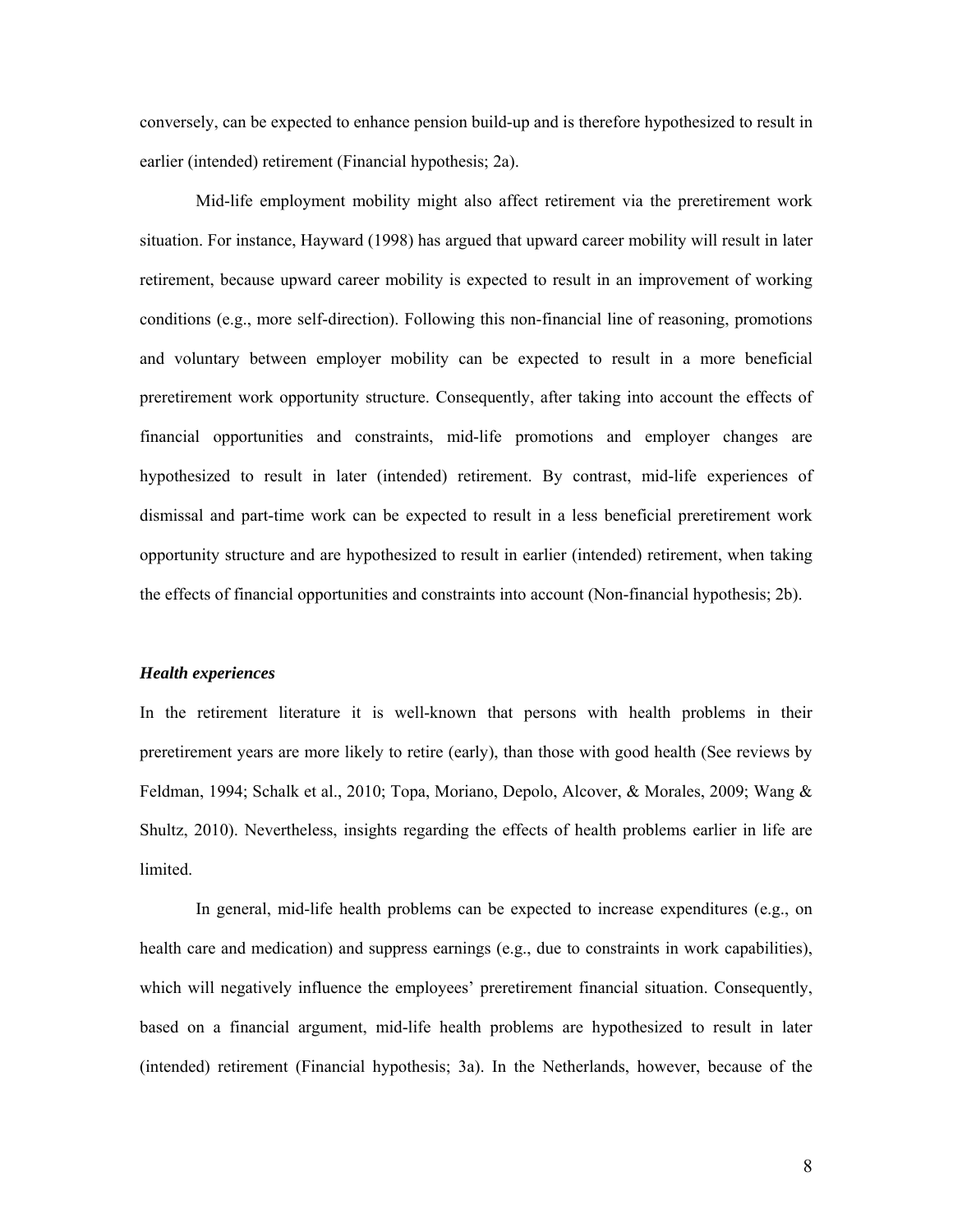conversely, can be expected to enhance pension build-up and is therefore hypothesized to result in earlier (intended) retirement (Financial hypothesis; 2a).

Mid-life employment mobility might also affect retirement via the preretirement work situation. For instance, Hayward (1998) has argued that upward career mobility will result in later retirement, because upward career mobility is expected to result in an improvement of working conditions (e.g., more self-direction). Following this non-financial line of reasoning, promotions and voluntary between employer mobility can be expected to result in a more beneficial preretirement work opportunity structure. Consequently, after taking into account the effects of financial opportunities and constraints, mid-life promotions and employer changes are hypothesized to result in later (intended) retirement. By contrast, mid-life experiences of dismissal and part-time work can be expected to result in a less beneficial preretirement work opportunity structure and are hypothesized to result in earlier (intended) retirement, when taking the effects of financial opportunities and constraints into account (Non-financial hypothesis; 2b).

### *Health experiences*

In the retirement literature it is well-known that persons with health problems in their preretirement years are more likely to retire (early), than those with good health (See reviews by Feldman, 1994; Schalk et al., 2010; Topa, Moriano, Depolo, Alcover, & Morales, 2009; Wang & Shultz, 2010). Nevertheless, insights regarding the effects of health problems earlier in life are limited.

In general, mid-life health problems can be expected to increase expenditures (e.g., on health care and medication) and suppress earnings (e.g., due to constraints in work capabilities), which will negatively influence the employees' preretirement financial situation. Consequently, based on a financial argument, mid-life health problems are hypothesized to result in later (intended) retirement (Financial hypothesis; 3a). In the Netherlands, however, because of the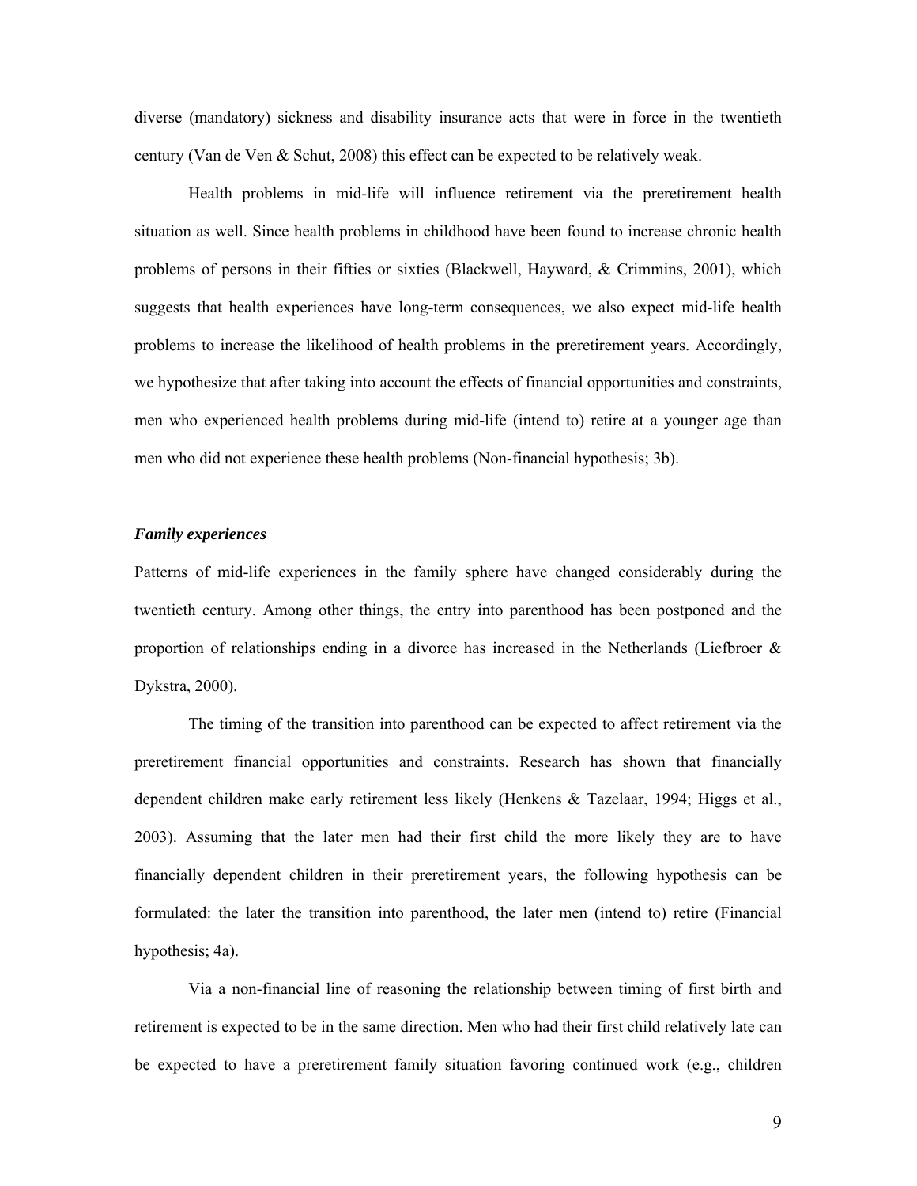diverse (mandatory) sickness and disability insurance acts that were in force in the twentieth century (Van de Ven & Schut, 2008) this effect can be expected to be relatively weak.

Health problems in mid-life will influence retirement via the preretirement health situation as well. Since health problems in childhood have been found to increase chronic health problems of persons in their fifties or sixties (Blackwell, Hayward, & Crimmins, 2001), which suggests that health experiences have long-term consequences, we also expect mid-life health problems to increase the likelihood of health problems in the preretirement years. Accordingly, we hypothesize that after taking into account the effects of financial opportunities and constraints, men who experienced health problems during mid-life (intend to) retire at a younger age than men who did not experience these health problems (Non-financial hypothesis; 3b).

### *Family experiences*

Patterns of mid-life experiences in the family sphere have changed considerably during the twentieth century. Among other things, the entry into parenthood has been postponed and the proportion of relationships ending in a divorce has increased in the Netherlands (Liefbroer & Dykstra, 2000).

The timing of the transition into parenthood can be expected to affect retirement via the preretirement financial opportunities and constraints. Research has shown that financially dependent children make early retirement less likely (Henkens & Tazelaar, 1994; Higgs et al., 2003). Assuming that the later men had their first child the more likely they are to have financially dependent children in their preretirement years, the following hypothesis can be formulated: the later the transition into parenthood, the later men (intend to) retire (Financial hypothesis; 4a).

Via a non-financial line of reasoning the relationship between timing of first birth and retirement is expected to be in the same direction. Men who had their first child relatively late can be expected to have a preretirement family situation favoring continued work (e.g., children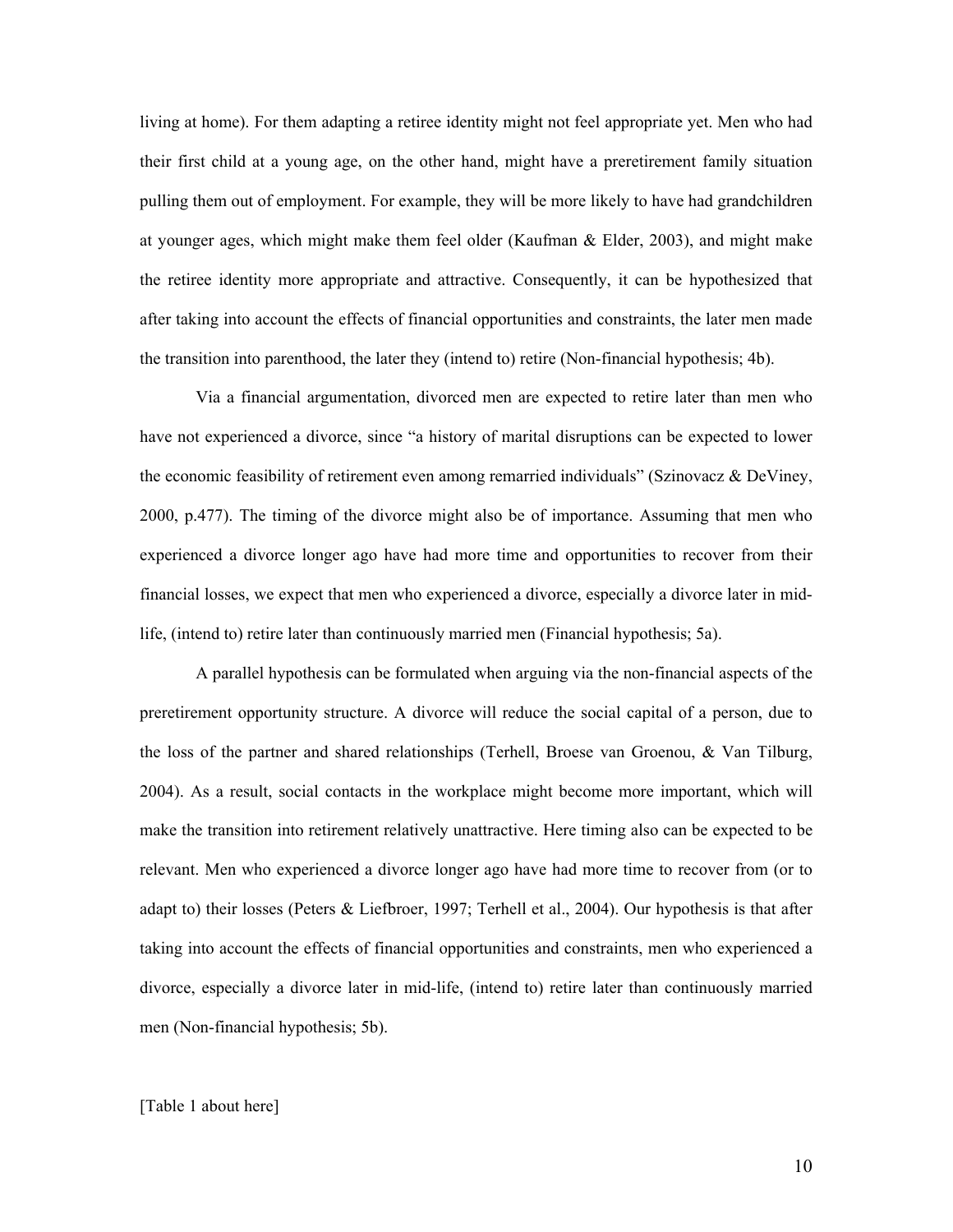living at home). For them adapting a retiree identity might not feel appropriate yet. Men who had their first child at a young age, on the other hand, might have a preretirement family situation pulling them out of employment. For example, they will be more likely to have had grandchildren at younger ages, which might make them feel older (Kaufman & Elder, 2003), and might make the retiree identity more appropriate and attractive. Consequently, it can be hypothesized that after taking into account the effects of financial opportunities and constraints, the later men made the transition into parenthood, the later they (intend to) retire (Non-financial hypothesis; 4b).

Via a financial argumentation, divorced men are expected to retire later than men who have not experienced a divorce, since "a history of marital disruptions can be expected to lower the economic feasibility of retirement even among remarried individuals" (Szinovacz & DeViney, 2000, p.477). The timing of the divorce might also be of importance. Assuming that men who experienced a divorce longer ago have had more time and opportunities to recover from their financial losses, we expect that men who experienced a divorce, especially a divorce later in mid-life, (intend to) retire later than continuously married men (Financial hypothesis; 5a).

A parallel hypothesis can be formulated when arguing via the non-financial aspects of the preretirement opportunity structure. A divorce will reduce the social capital of a person, due to the loss of the partner and shared relationships (Terhell, Broese van Groenou, & Van Tilburg, 2004). As a result, social contacts in the workplace might become more important, which will make the transition into retirement relatively unattractive. Here timing also can be expected to be relevant. Men who experienced a divorce longer ago have had more time to recover from (or to adapt to) their losses (Peters & Liefbroer, 1997; Terhell et al., 2004). Our hypothesis is that after taking into account the effects of financial opportunities and constraints, men who experienced a divorce, especially a divorce later in mid-life, (intend to) retire later than continuously married men (Non-financial hypothesis; 5b).

[Table 1 about here]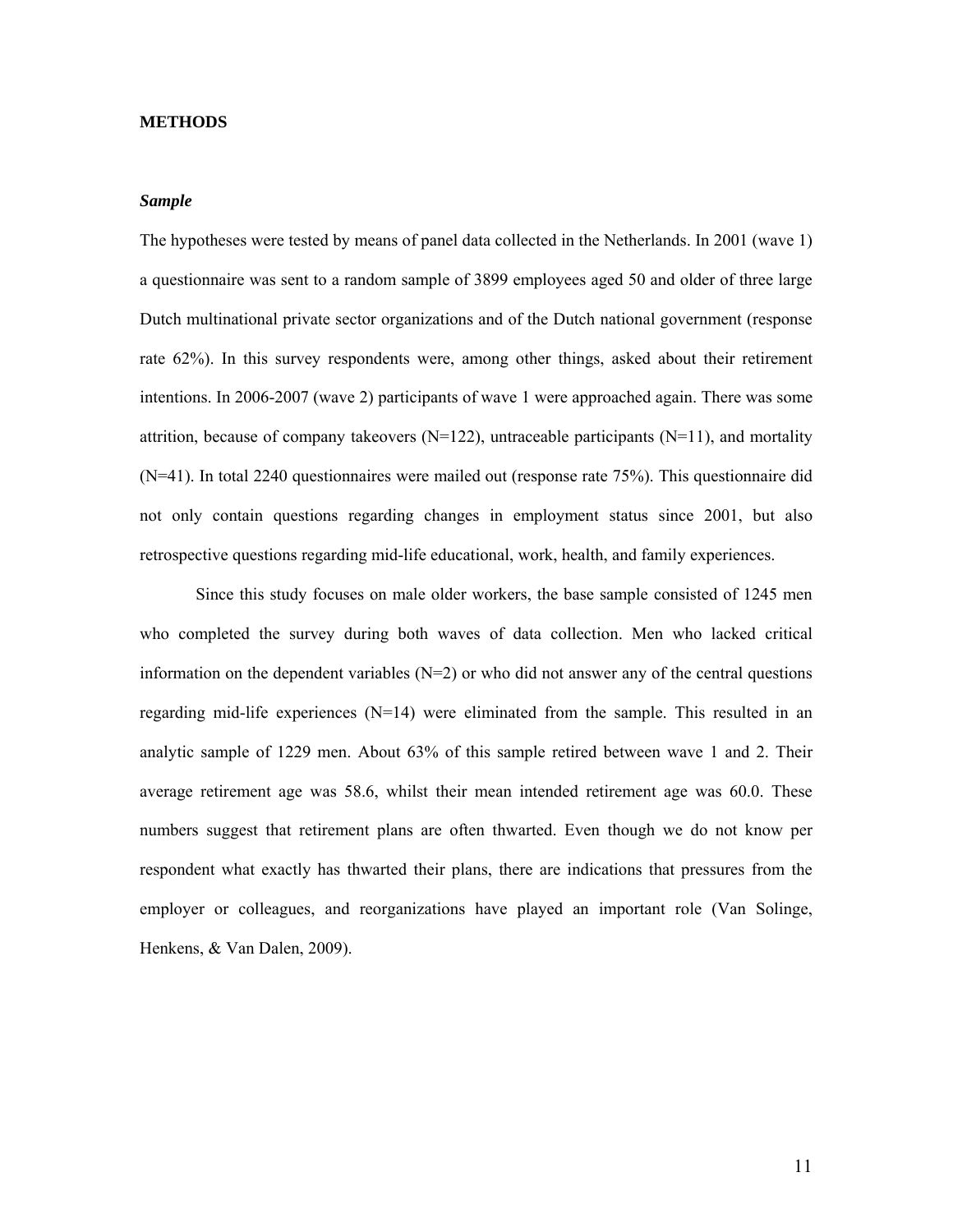## METHODS

### *Sample*

The hypotheses were tested by means of panel data collected in the Netherlands. In 2001 (wave 1) a questionnaire was sent to a random sample of 3899 employees aged 50 and older of three large Dutch multinational private sector organizations and of the Dutch national government (response rate 62%). In this survey respondents were, among other things, asked about their retirement intentions. In 2006-2007 (wave 2) participants of wave 1 were approached again. There was some attrition, because of company takeovers (N=122), untraceable participants (N=11), and mortality (N=41). In total 2240 questionnaires were mailed out (response rate 75%). This questionnaire did not only contain questions regarding changes in employment status since 2001, but also retrospective questions regarding mid-life educational, work, health, and family experiences.

Since this study focuses on male older workers, the base sample consisted of 1245 men who completed the survey during both waves of data collection. Men who lacked critical information on the dependent variables (N=2) or who did not answer any of the central questions regarding mid-life experiences (N=14) were eliminated from the sample. This resulted in an analytic sample of 1229 men. About 63% of this sample retired between wave 1 and 2. Their average retirement age was 58.6, whilst their mean intended retirement age was 60.0. These numbers suggest that retirement plans are often thwarted. Even though we do not know per respondent what exactly has thwarted their plans, there are indications that pressures from the employer or colleagues, and reorganizations have played an important role (Van Solinge, Henkens, & Van Dalen, 2009).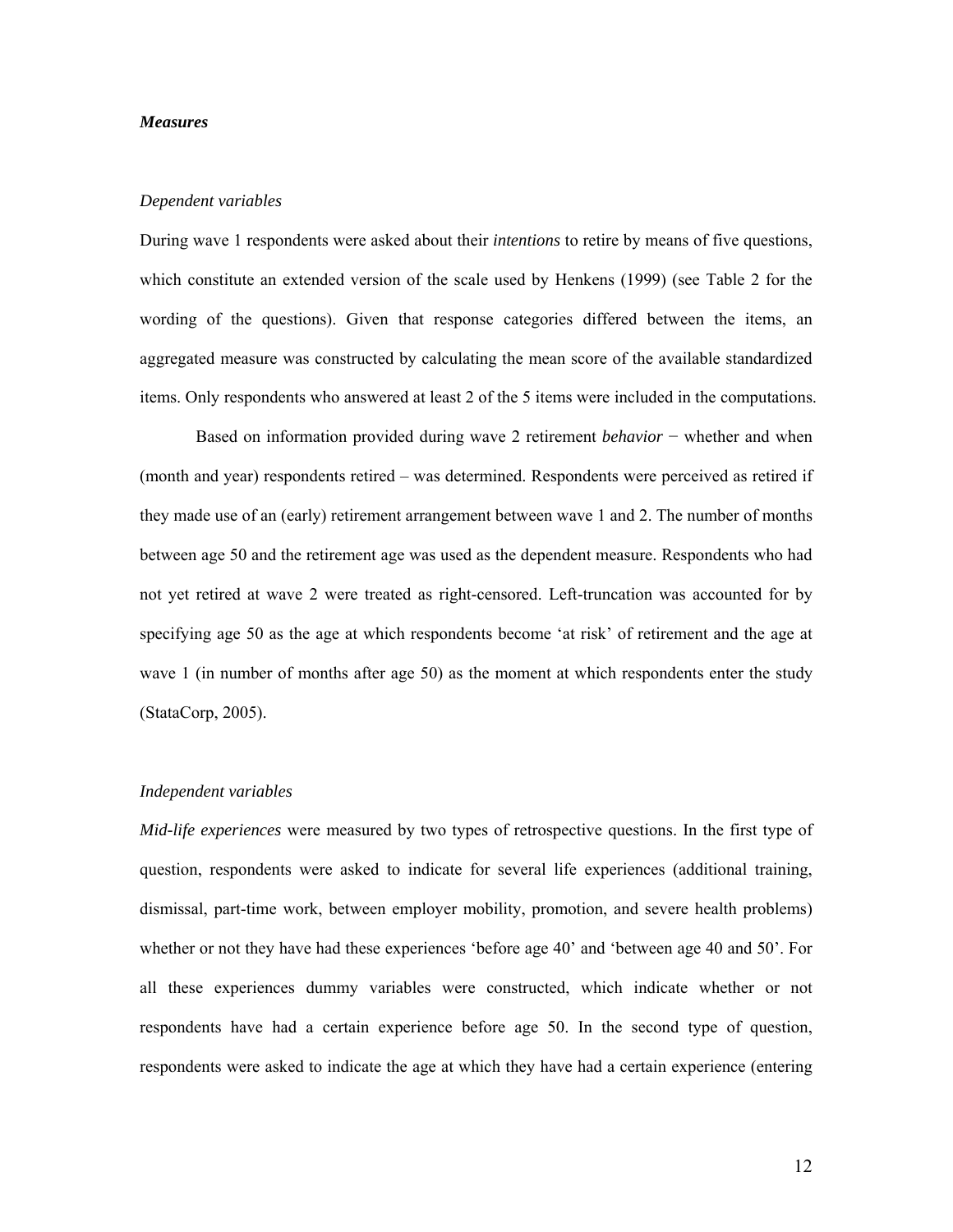***Measures***

*Dependent variables*

During wave 1 respondents were asked about their *intentions* to retire by means of five questions, which constitute an extended version of the scale used by Henkens (1999) (see Table 2 for the wording of the questions). Given that response categories differed between the items, an aggregated measure was constructed by calculating the mean score of the available standardized items. Only respondents who answered at least 2 of the 5 items were included in the computations.

Based on information provided during wave 2 retirement *behavior* − whether and when (month and year) respondents retired – was determined. Respondents were perceived as retired if they made use of an (early) retirement arrangement between wave 1 and 2. The number of months between age 50 and the retirement age was used as the dependent measure. Respondents who had not yet retired at wave 2 were treated as right-censored. Left-truncation was accounted for by specifying age 50 as the age at which respondents become 'at risk' of retirement and the age at wave 1 (in number of months after age 50) as the moment at which respondents enter the study (StataCorp, 2005).

*Independent variables*

*Mid-life experiences* were measured by two types of retrospective questions. In the first type of question, respondents were asked to indicate for several life experiences (additional training, dismissal, part-time work, between employer mobility, promotion, and severe health problems) whether or not they have had these experiences 'before age 40' and 'between age 40 and 50'. For all these experiences dummy variables were constructed, which indicate whether or not respondents have had a certain experience before age 50. In the second type of question, respondents were asked to indicate the age at which they have had a certain experience (entering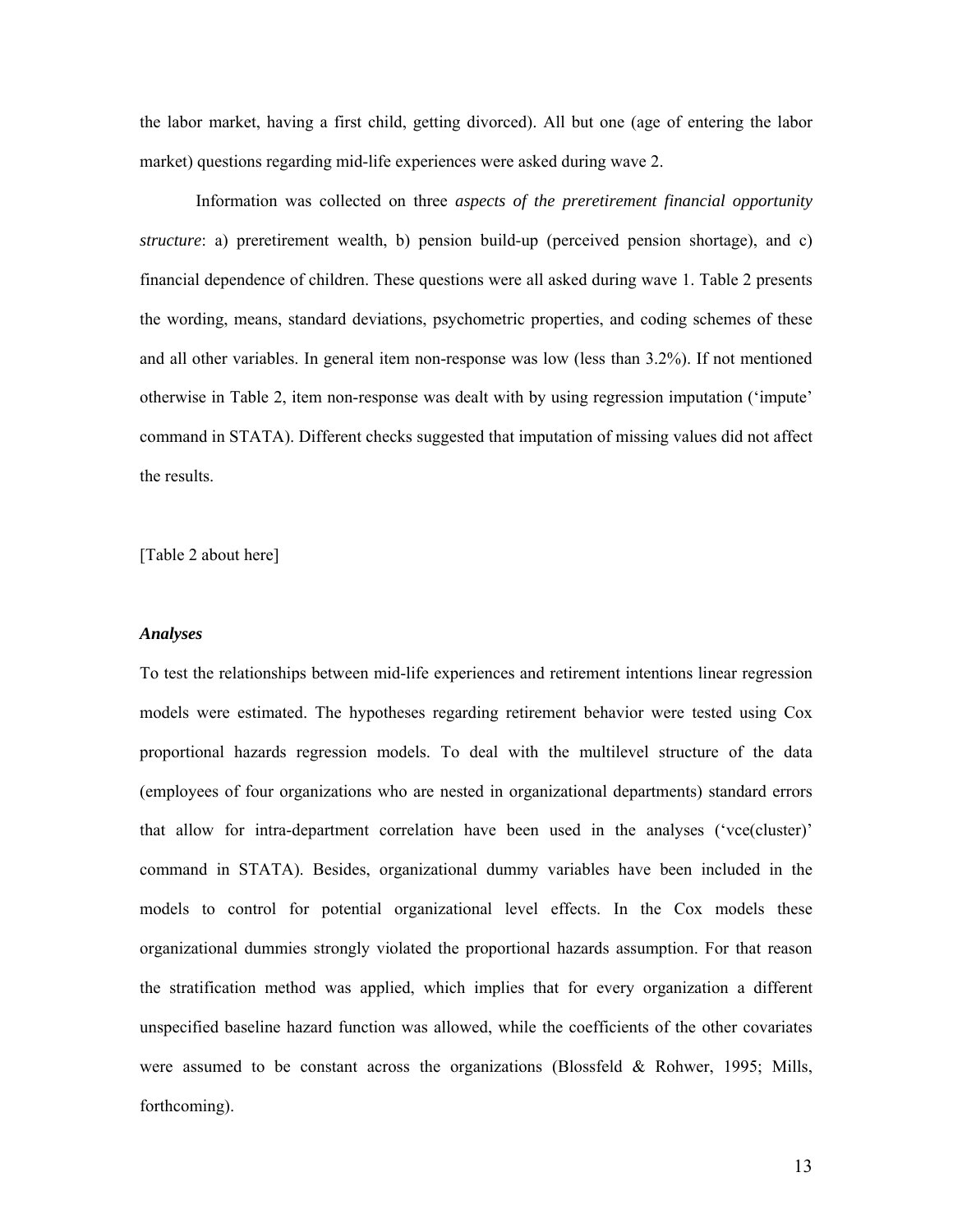the labor market, having a first child, getting divorced). All but one (age of entering the labor market) questions regarding mid-life experiences were asked during wave 2.

Information was collected on three *aspects of the preretirement financial opportunity structure*: a) preretirement wealth, b) pension build-up (perceived pension shortage), and c) financial dependence of children. These questions were all asked during wave 1. Table 2 presents the wording, means, standard deviations, psychometric properties, and coding schemes of these and all other variables. In general item non-response was low (less than 3.2%). If not mentioned otherwise in Table 2, item non-response was dealt with by using regression imputation ('impute' command in STATA). Different checks suggested that imputation of missing values did not affect the results.

[Table 2 about here]

### *Analyses*

To test the relationships between mid-life experiences and retirement intentions linear regression models were estimated. The hypotheses regarding retirement behavior were tested using Cox proportional hazards regression models. To deal with the multilevel structure of the data (employees of four organizations who are nested in organizational departments) standard errors that allow for intra-department correlation have been used in the analyses ('vce(cluster)' command in STATA). Besides, organizational dummy variables have been included in the models to control for potential organizational level effects. In the Cox models these organizational dummies strongly violated the proportional hazards assumption. For that reason the stratification method was applied, which implies that for every organization a different unspecified baseline hazard function was allowed, while the coefficients of the other covariates were assumed to be constant across the organizations (Blossfeld & Rohwer, 1995; Mills, forthcoming).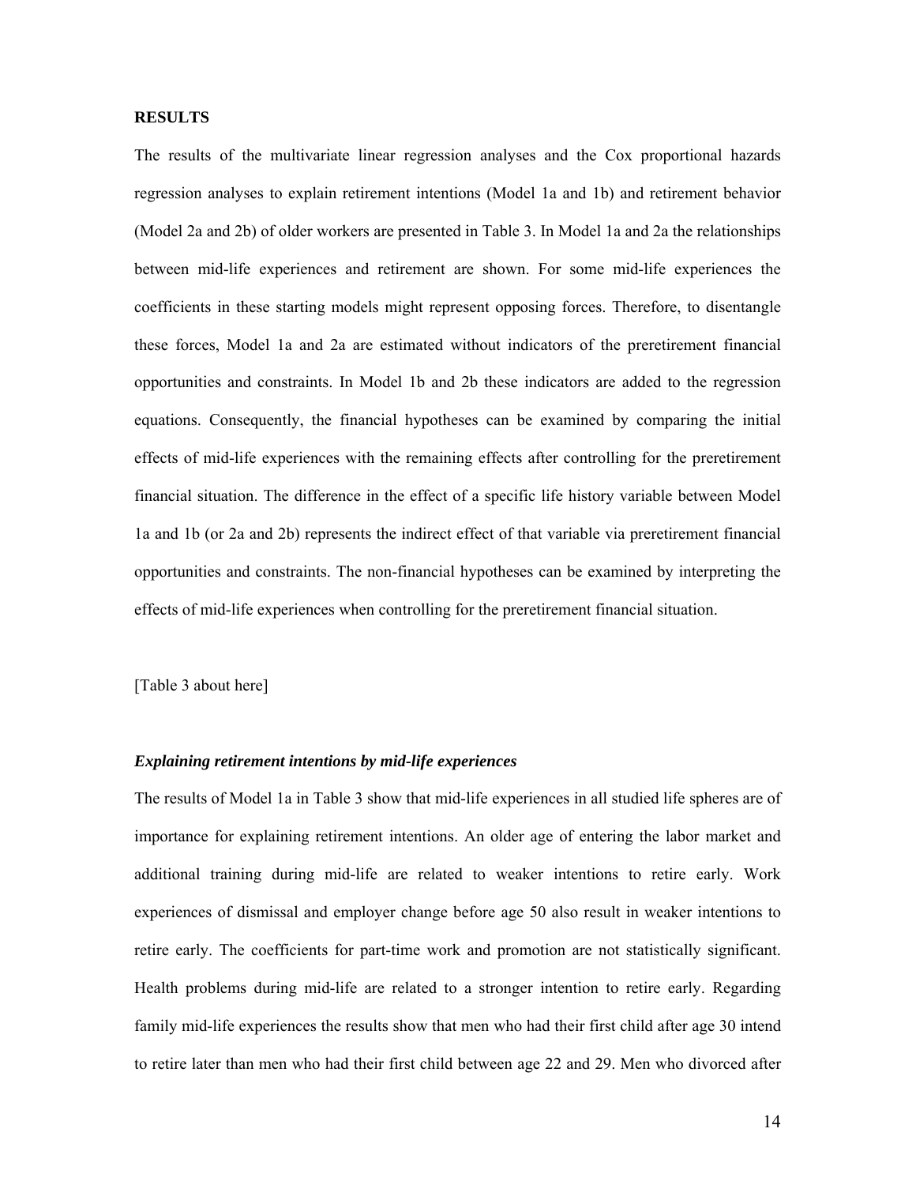## RESULTS

The results of the multivariate linear regression analyses and the Cox proportional hazards regression analyses to explain retirement intentions (Model 1a and 1b) and retirement behavior (Model 2a and 2b) of older workers are presented in Table 3. In Model 1a and 2a the relationships between mid-life experiences and retirement are shown. For some mid-life experiences the coefficients in these starting models might represent opposing forces. Therefore, to disentangle these forces, Model 1a and 2a are estimated without indicators of the preretirement financial opportunities and constraints. In Model 1b and 2b these indicators are added to the regression equations. Consequently, the financial hypotheses can be examined by comparing the initial effects of mid-life experiences with the remaining effects after controlling for the preretirement financial situation. The difference in the effect of a specific life history variable between Model 1a and 1b (or 2a and 2b) represents the indirect effect of that variable via preretirement financial opportunities and constraints. The non-financial hypotheses can be examined by interpreting the effects of mid-life experiences when controlling for the preretirement financial situation.

[Table 3 about here]

### *Explaining retirement intentions by mid-life experiences*

The results of Model 1a in Table 3 show that mid-life experiences in all studied life spheres are of importance for explaining retirement intentions. An older age of entering the labor market and additional training during mid-life are related to weaker intentions to retire early. Work experiences of dismissal and employer change before age 50 also result in weaker intentions to retire early. The coefficients for part-time work and promotion are not statistically significant. Health problems during mid-life are related to a stronger intention to retire early. Regarding family mid-life experiences the results show that men who had their first child after age 30 intend to retire later than men who had their first child between age 22 and 29. Men who divorced after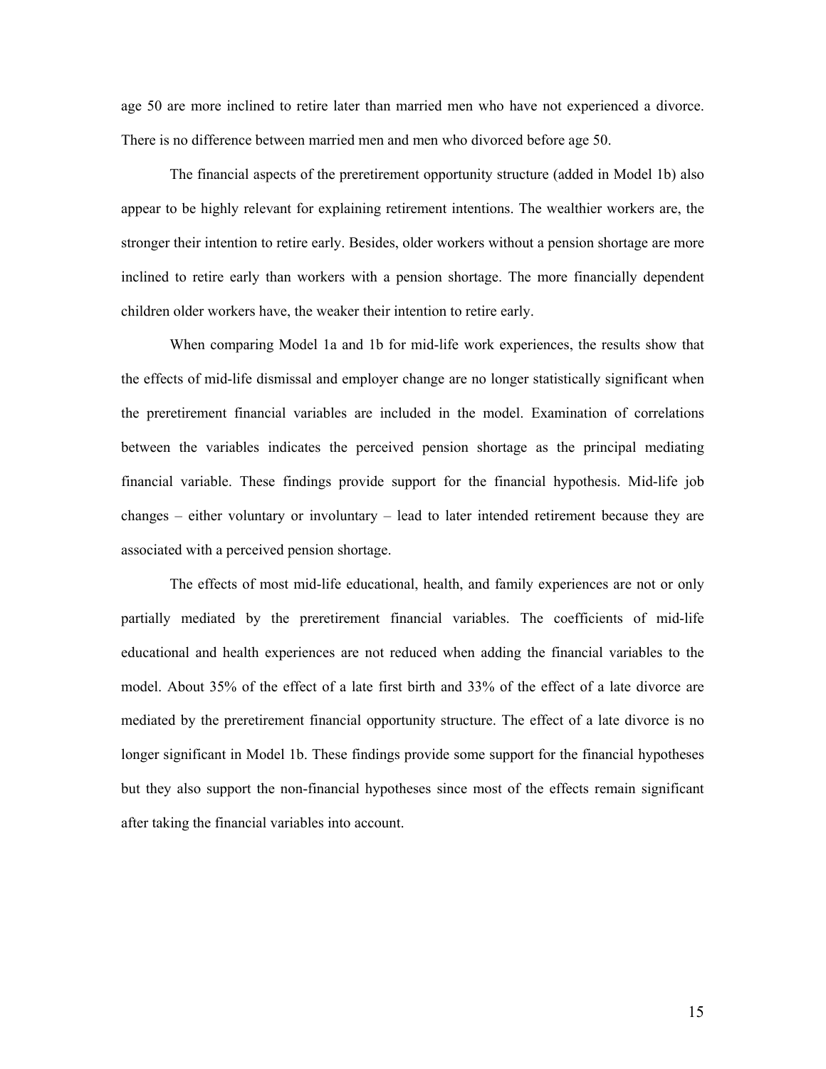age 50 are more inclined to retire later than married men who have not experienced a divorce. There is no difference between married men and men who divorced before age 50.

The financial aspects of the preretirement opportunity structure (added in Model 1b) also appear to be highly relevant for explaining retirement intentions. The wealthier workers are, the stronger their intention to retire early. Besides, older workers without a pension shortage are more inclined to retire early than workers with a pension shortage. The more financially dependent children older workers have, the weaker their intention to retire early.

When comparing Model 1a and 1b for mid-life work experiences, the results show that the effects of mid-life dismissal and employer change are no longer statistically significant when the preretirement financial variables are included in the model. Examination of correlations between the variables indicates the perceived pension shortage as the principal mediating financial variable. These findings provide support for the financial hypothesis. Mid-life job changes – either voluntary or involuntary – lead to later intended retirement because they are associated with a perceived pension shortage.

The effects of most mid-life educational, health, and family experiences are not or only partially mediated by the preretirement financial variables. The coefficients of mid-life educational and health experiences are not reduced when adding the financial variables to the model. About 35% of the effect of a late first birth and 33% of the effect of a late divorce are mediated by the preretirement financial opportunity structure. The effect of a late divorce is no longer significant in Model 1b. These findings provide some support for the financial hypotheses but they also support the non-financial hypotheses since most of the effects remain significant after taking the financial variables into account.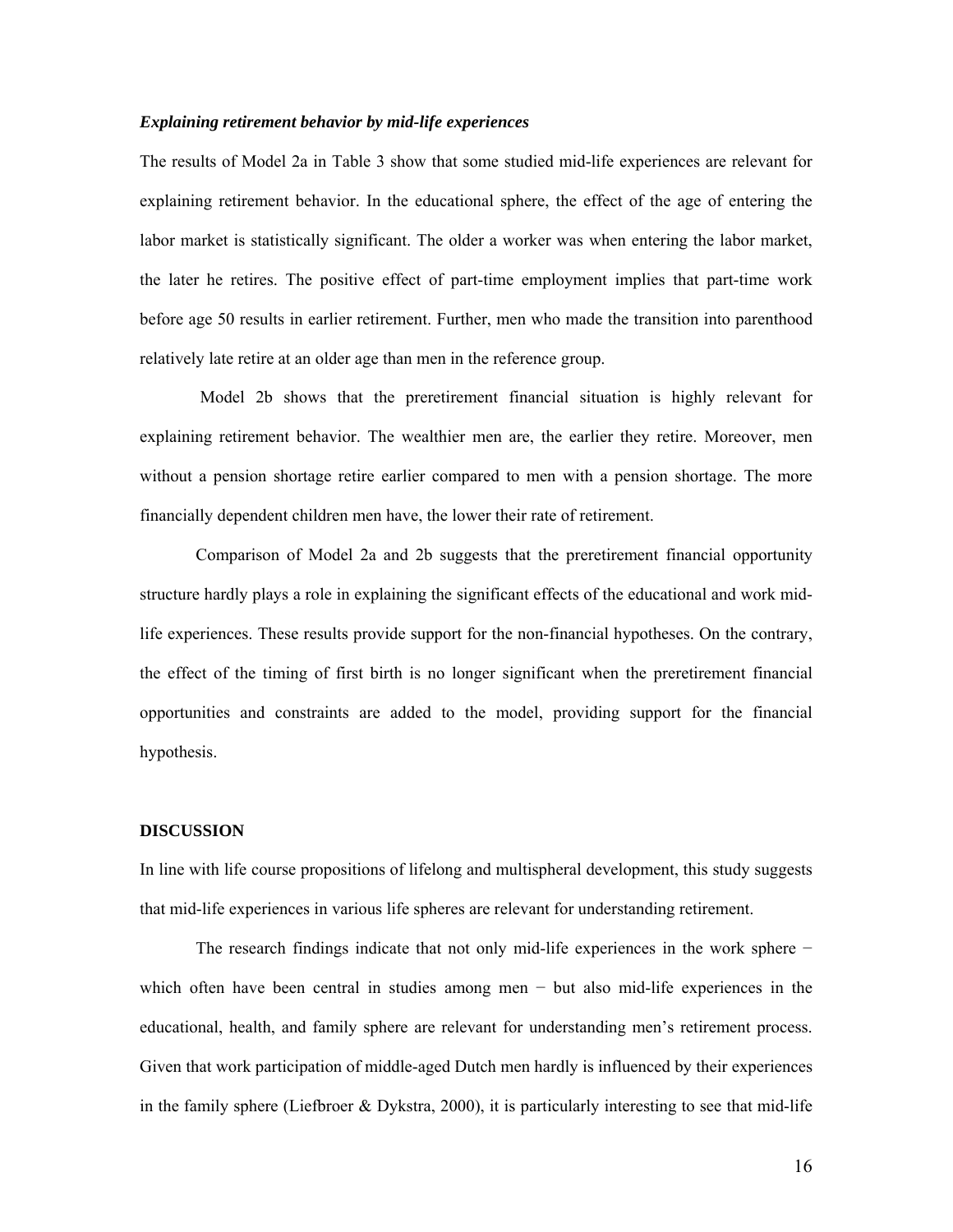***Explaining retirement behavior by mid-life experiences***

The results of Model 2a in Table 3 show that some studied mid-life experiences are relevant for explaining retirement behavior. In the educational sphere, the effect of the age of entering the labor market is statistically significant. The older a worker was when entering the labor market, the later he retires. The positive effect of part-time employment implies that part-time work before age 50 results in earlier retirement. Further, men who made the transition into parenthood relatively late retire at an older age than men in the reference group.

Model 2b shows that the preretirement financial situation is highly relevant for explaining retirement behavior. The wealthier men are, the earlier they retire. Moreover, men without a pension shortage retire earlier compared to men with a pension shortage. The more financially dependent children men have, the lower their rate of retirement.

Comparison of Model 2a and 2b suggests that the preretirement financial opportunity structure hardly plays a role in explaining the significant effects of the educational and work mid-life experiences. These results provide support for the non-financial hypotheses. On the contrary, the effect of the timing of first birth is no longer significant when the preretirement financial opportunities and constraints are added to the model, providing support for the financial hypothesis.

**DISCUSSION**

In line with life course propositions of lifelong and multispheral development, this study suggests that mid-life experiences in various life spheres are relevant for understanding retirement.

The research findings indicate that not only mid-life experiences in the work sphere − which often have been central in studies among men − but also mid-life experiences in the educational, health, and family sphere are relevant for understanding men's retirement process. Given that work participation of middle-aged Dutch men hardly is influenced by their experiences in the family sphere (Liefbroer & Dykstra, 2000), it is particularly interesting to see that mid-life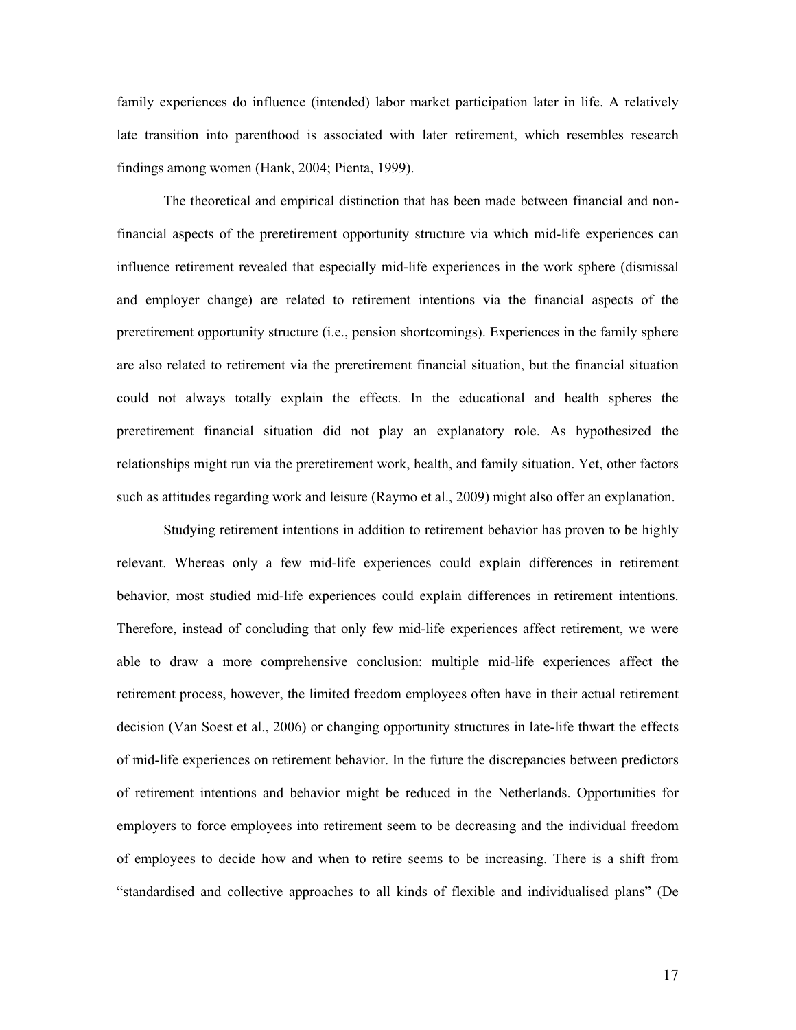family experiences do influence (intended) labor market participation later in life. A relatively late transition into parenthood is associated with later retirement, which resembles research findings among women (Hank, 2004; Pienta, 1999).

The theoretical and empirical distinction that has been made between financial and non-financial aspects of the preretirement opportunity structure via which mid-life experiences can influence retirement revealed that especially mid-life experiences in the work sphere (dismissal and employer change) are related to retirement intentions via the financial aspects of the preretirement opportunity structure (i.e., pension shortcomings). Experiences in the family sphere are also related to retirement via the preretirement financial situation, but the financial situation could not always totally explain the effects. In the educational and health spheres the preretirement financial situation did not play an explanatory role. As hypothesized the relationships might run via the preretirement work, health, and family situation. Yet, other factors such as attitudes regarding work and leisure (Raymo et al., 2009) might also offer an explanation.

Studying retirement intentions in addition to retirement behavior has proven to be highly relevant. Whereas only a few mid-life experiences could explain differences in retirement behavior, most studied mid-life experiences could explain differences in retirement intentions. Therefore, instead of concluding that only few mid-life experiences affect retirement, we were able to draw a more comprehensive conclusion: multiple mid-life experiences affect the retirement process, however, the limited freedom employees often have in their actual retirement decision (Van Soest et al., 2006) or changing opportunity structures in late-life thwart the effects of mid-life experiences on retirement behavior. In the future the discrepancies between predictors of retirement intentions and behavior might be reduced in the Netherlands. Opportunities for employers to force employees into retirement seem to be decreasing and the individual freedom of employees to decide how and when to retire seems to be increasing. There is a shift from "standardised and collective approaches to all kinds of flexible and individualised plans" (De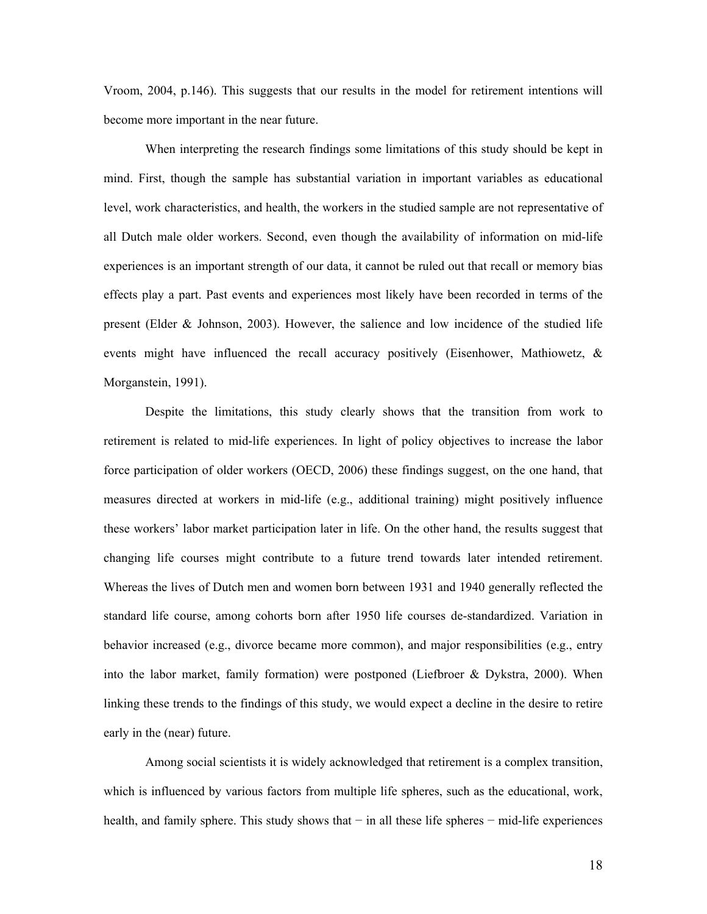Vroom, 2004, p.146). This suggests that our results in the model for retirement intentions will become more important in the near future.

When interpreting the research findings some limitations of this study should be kept in mind. First, though the sample has substantial variation in important variables as educational level, work characteristics, and health, the workers in the studied sample are not representative of all Dutch male older workers. Second, even though the availability of information on mid-life experiences is an important strength of our data, it cannot be ruled out that recall or memory bias effects play a part. Past events and experiences most likely have been recorded in terms of the present (Elder & Johnson, 2003). However, the salience and low incidence of the studied life events might have influenced the recall accuracy positively (Eisenhower, Mathiowetz, & Morganstein, 1991).

Despite the limitations, this study clearly shows that the transition from work to retirement is related to mid-life experiences. In light of policy objectives to increase the labor force participation of older workers (OECD, 2006) these findings suggest, on the one hand, that measures directed at workers in mid-life (e.g., additional training) might positively influence these workers' labor market participation later in life. On the other hand, the results suggest that changing life courses might contribute to a future trend towards later intended retirement. Whereas the lives of Dutch men and women born between 1931 and 1940 generally reflected the standard life course, among cohorts born after 1950 life courses de-standardized. Variation in behavior increased (e.g., divorce became more common), and major responsibilities (e.g., entry into the labor market, family formation) were postponed (Liefbroer & Dykstra, 2000). When linking these trends to the findings of this study, we would expect a decline in the desire to retire early in the (near) future.

Among social scientists it is widely acknowledged that retirement is a complex transition, which is influenced by various factors from multiple life spheres, such as the educational, work, health, and family sphere. This study shows that − in all these life spheres − mid-life experiences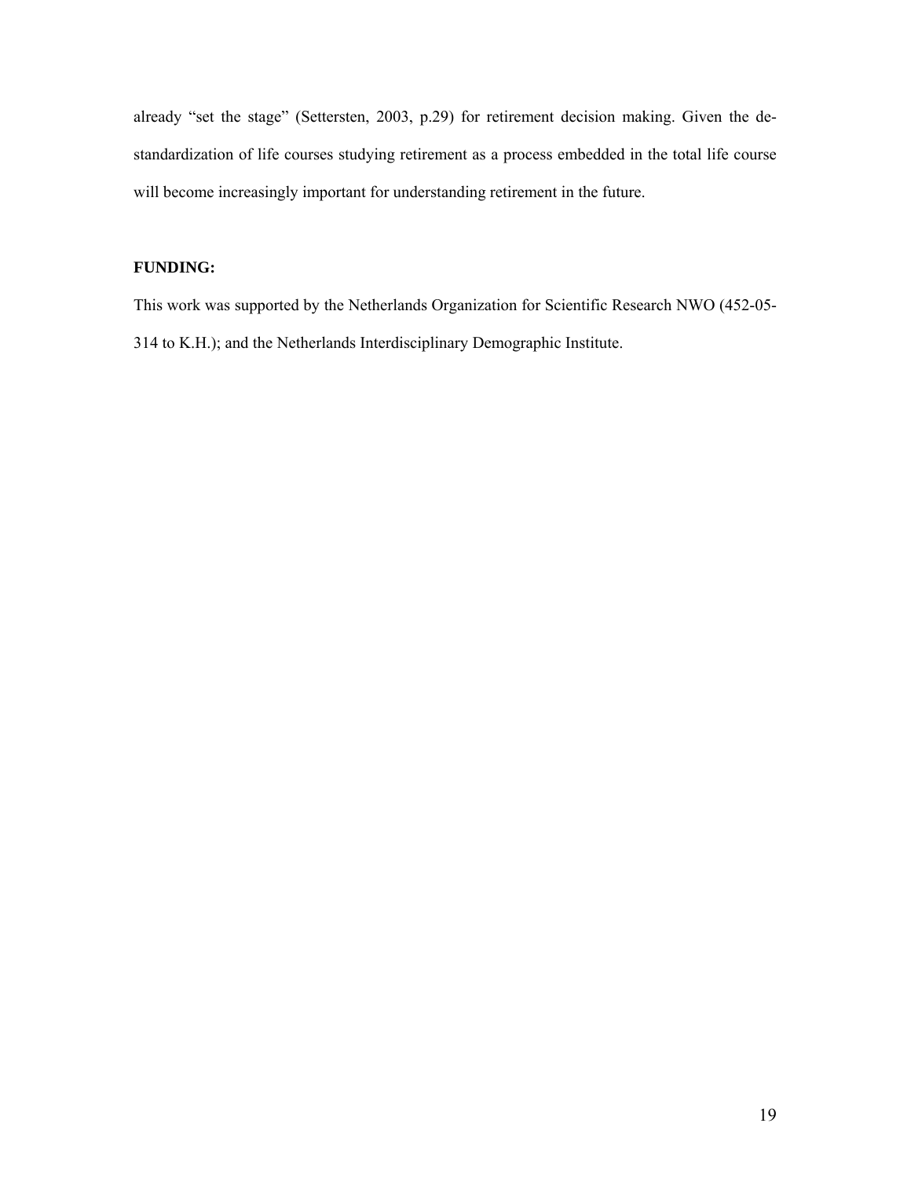already "set the stage" (Settersten, 2003, p.29) for retirement decision making. Given the de-standardization of life courses studying retirement as a process embedded in the total life course will become increasingly important for understanding retirement in the future.

**FUNDING:**

This work was supported by the Netherlands Organization for Scientific Research NWO (452-05-314 to K.H.); and the Netherlands Interdisciplinary Demographic Institute.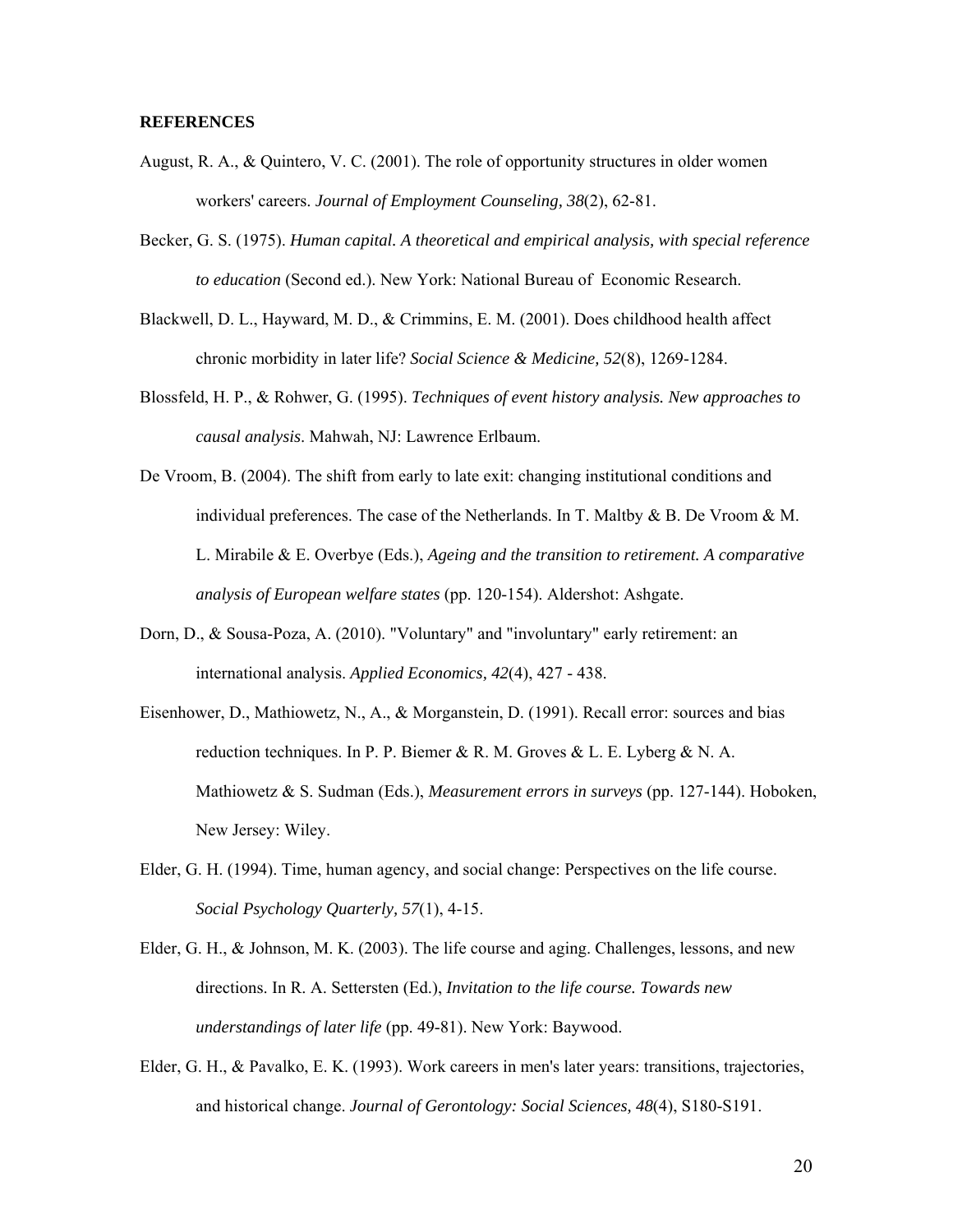**REFERENCES**

August, R. A., & Quintero, V. C. (2001). The role of opportunity structures in older women workers' careers. *Journal of Employment Counseling, 38*(2), 62-81.

Becker, G. S. (1975). *Human capital. A theoretical and empirical analysis, with special reference to education* (Second ed.). New York: National Bureau of Economic Research.

Blackwell, D. L., Hayward, M. D., & Crimmins, E. M. (2001). Does childhood health affect chronic morbidity in later life? *Social Science & Medicine, 52*(8), 1269-1284.

Blossfeld, H. P., & Rohwer, G. (1995). *Techniques of event history analysis. New approaches to causal analysis*. Mahwah, NJ: Lawrence Erlbaum.

De Vroom, B. (2004). The shift from early to late exit: changing institutional conditions and individual preferences. The case of the Netherlands. In T. Maltby & B. De Vroom & M. L. Mirabile & E. Overbye (Eds.), *Ageing and the transition to retirement. A comparative analysis of European welfare states* (pp. 120-154). Aldershot: Ashgate.

Dorn, D., & Sousa-Poza, A. (2010). "Voluntary" and "involuntary" early retirement: an international analysis. *Applied Economics, 42*(4), 427 - 438.

Eisenhower, D., Mathiowetz, N., A., & Morganstein, D. (1991). Recall error: sources and bias reduction techniques. In P. P. Biemer & R. M. Groves & L. E. Lyberg & N. A. Mathiowetz & S. Sudman (Eds.), *Measurement errors in surveys* (pp. 127-144). Hoboken, New Jersey: Wiley.

Elder, G. H. (1994). Time, human agency, and social change: Perspectives on the life course. *Social Psychology Quarterly, 57*(1), 4-15.

Elder, G. H., & Johnson, M. K. (2003). The life course and aging. Challenges, lessons, and new directions. In R. A. Settersten (Ed.), *Invitation to the life course. Towards new understandings of later life* (pp. 49-81). New York: Baywood.

Elder, G. H., & Pavalko, E. K. (1993). Work careers in men's later years: transitions, trajectories, and historical change. *Journal of Gerontology: Social Sciences, 48*(4), S180-S191.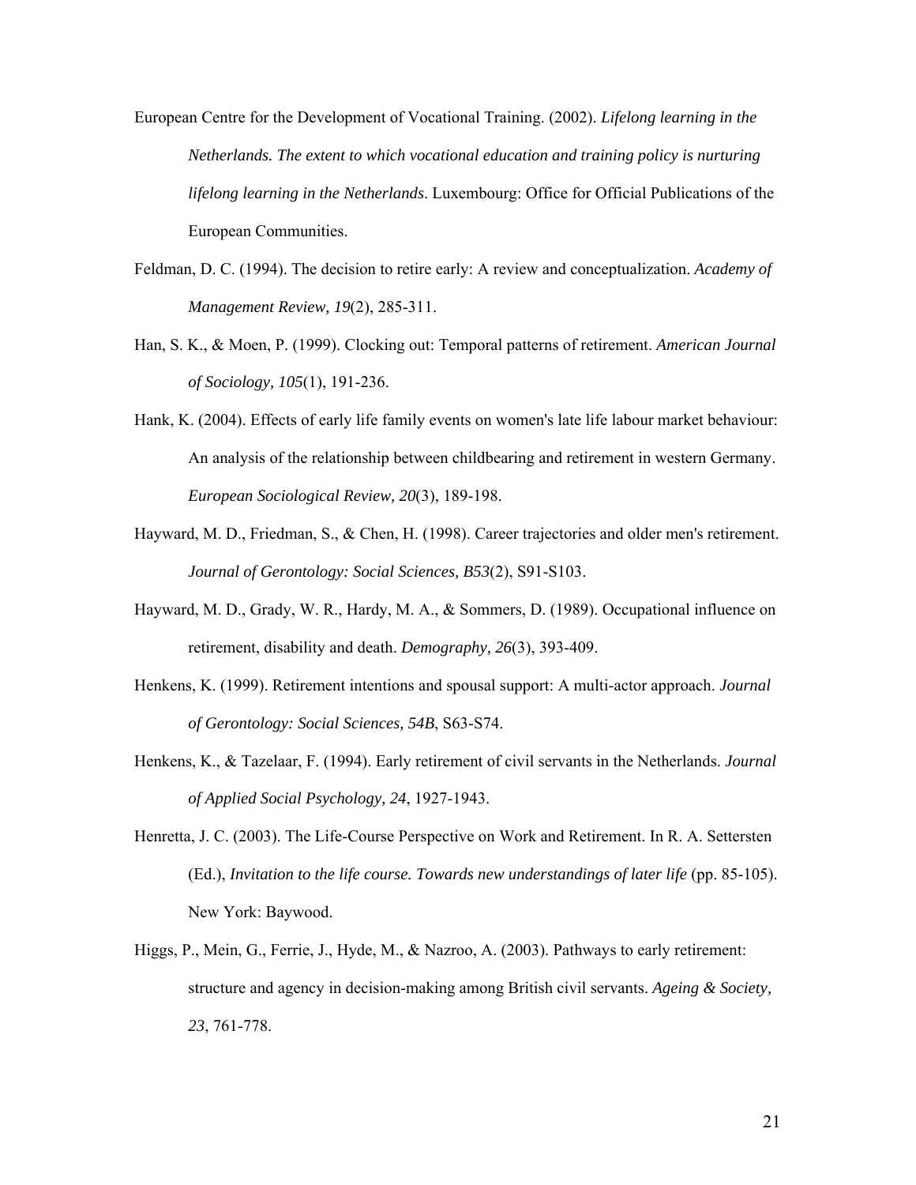European Centre for the Development of Vocational Training. (2002). *Lifelong learning in the Netherlands. The extent to which vocational education and training policy is nurturing lifelong learning in the Netherlands*. Luxembourg: Office for Official Publications of the European Communities.

Feldman, D. C. (1994). The decision to retire early: A review and conceptualization. *Academy of Management Review, 19*(2), 285-311.

Han, S. K., & Moen, P. (1999). Clocking out: Temporal patterns of retirement. *American Journal of Sociology, 105*(1), 191-236.

Hank, K. (2004). Effects of early life family events on women's late life labour market behaviour: An analysis of the relationship between childbearing and retirement in western Germany. *European Sociological Review, 20*(3), 189-198.

Hayward, M. D., Friedman, S., & Chen, H. (1998). Career trajectories and older men's retirement. *Journal of Gerontology: Social Sciences, B53*(2), S91-S103.

Hayward, M. D., Grady, W. R., Hardy, M. A., & Sommers, D. (1989). Occupational influence on retirement, disability and death. *Demography, 26*(3), 393-409.

Henkens, K. (1999). Retirement intentions and spousal support: A multi-actor approach. *Journal of Gerontology: Social Sciences, 54B*, S63-S74.

Henkens, K., & Tazelaar, F. (1994). Early retirement of civil servants in the Netherlands. *Journal of Applied Social Psychology, 24*, 1927-1943.

Henretta, J. C. (2003). The Life-Course Perspective on Work and Retirement. In R. A. Settersten (Ed.), *Invitation to the life course. Towards new understandings of later life* (pp. 85-105). New York: Baywood.

Higgs, P., Mein, G., Ferrie, J., Hyde, M., & Nazroo, A. (2003). Pathways to early retirement: structure and agency in decision-making among British civil servants. *Ageing & Society, 23*, 761-778.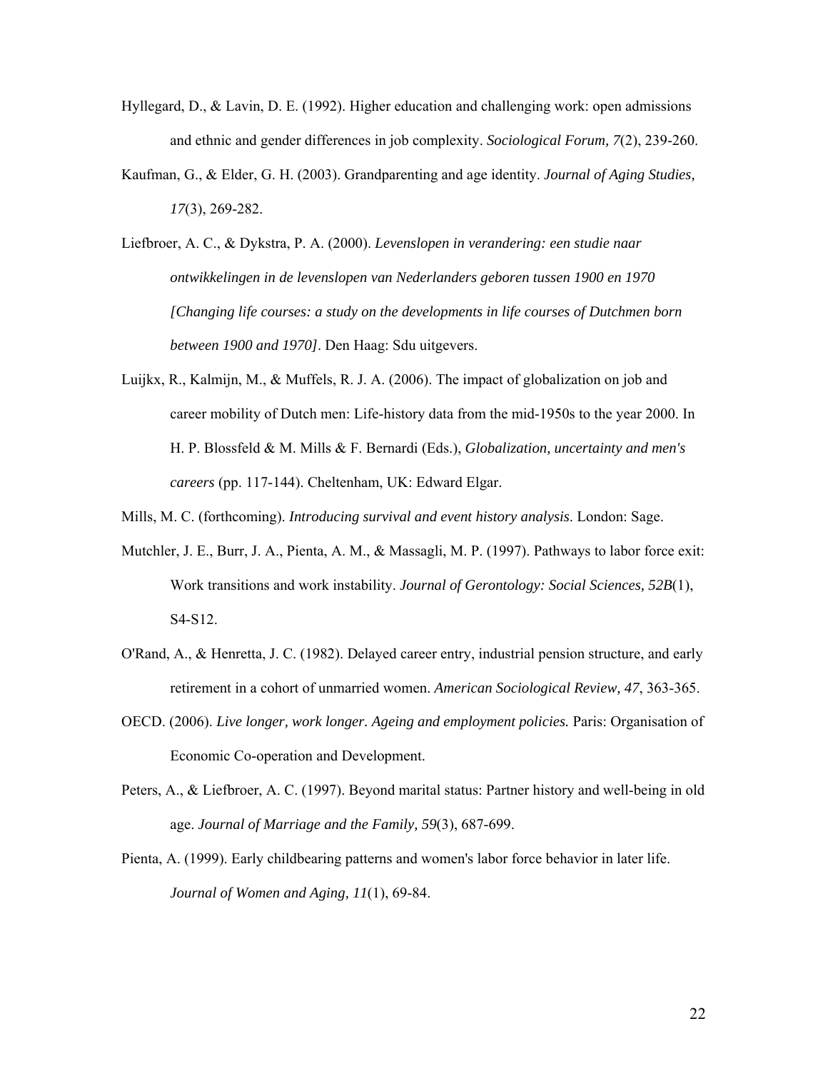Hyllegard, D., & Lavin, D. E. (1992). Higher education and challenging work: open admissions and ethnic and gender differences in job complexity. *Sociological Forum, 7*(2), 239-260.

Kaufman, G., & Elder, G. H. (2003). Grandparenting and age identity. *Journal of Aging Studies, 17*(3), 269-282.

Liefbroer, A. C., & Dykstra, P. A. (2000). *Levenslopen in verandering: een studie naar ontwikkelingen in de levenslopen van Nederlanders geboren tussen 1900 en 1970 [Changing life courses: a study on the developments in life courses of Dutchmen born between 1900 and 1970]*. Den Haag: Sdu uitgevers.

Luijkx, R., Kalmijn, M., & Muffels, R. J. A. (2006). The impact of globalization on job and career mobility of Dutch men: Life-history data from the mid-1950s to the year 2000. In H. P. Blossfeld & M. Mills & F. Bernardi (Eds.), *Globalization, uncertainty and men's careers* (pp. 117-144). Cheltenham, UK: Edward Elgar.

Mills, M. C. (forthcoming). *Introducing survival and event history analysis*. London: Sage.

Mutchler, J. E., Burr, J. A., Pienta, A. M., & Massagli, M. P. (1997). Pathways to labor force exit: Work transitions and work instability. *Journal of Gerontology: Social Sciences, 52B*(1), S4-S12.

O'Rand, A., & Henretta, J. C. (1982). Delayed career entry, industrial pension structure, and early retirement in a cohort of unmarried women. *American Sociological Review, 47*, 363-365.

OECD. (2006). *Live longer, work longer. Ageing and employment policies.* Paris: Organisation of Economic Co-operation and Development.

Peters, A., & Liefbroer, A. C. (1997). Beyond marital status: Partner history and well-being in old age. *Journal of Marriage and the Family, 59*(3), 687-699.

Pienta, A. (1999). Early childbearing patterns and women's labor force behavior in later life. *Journal of Women and Aging, 11*(1), 69-84.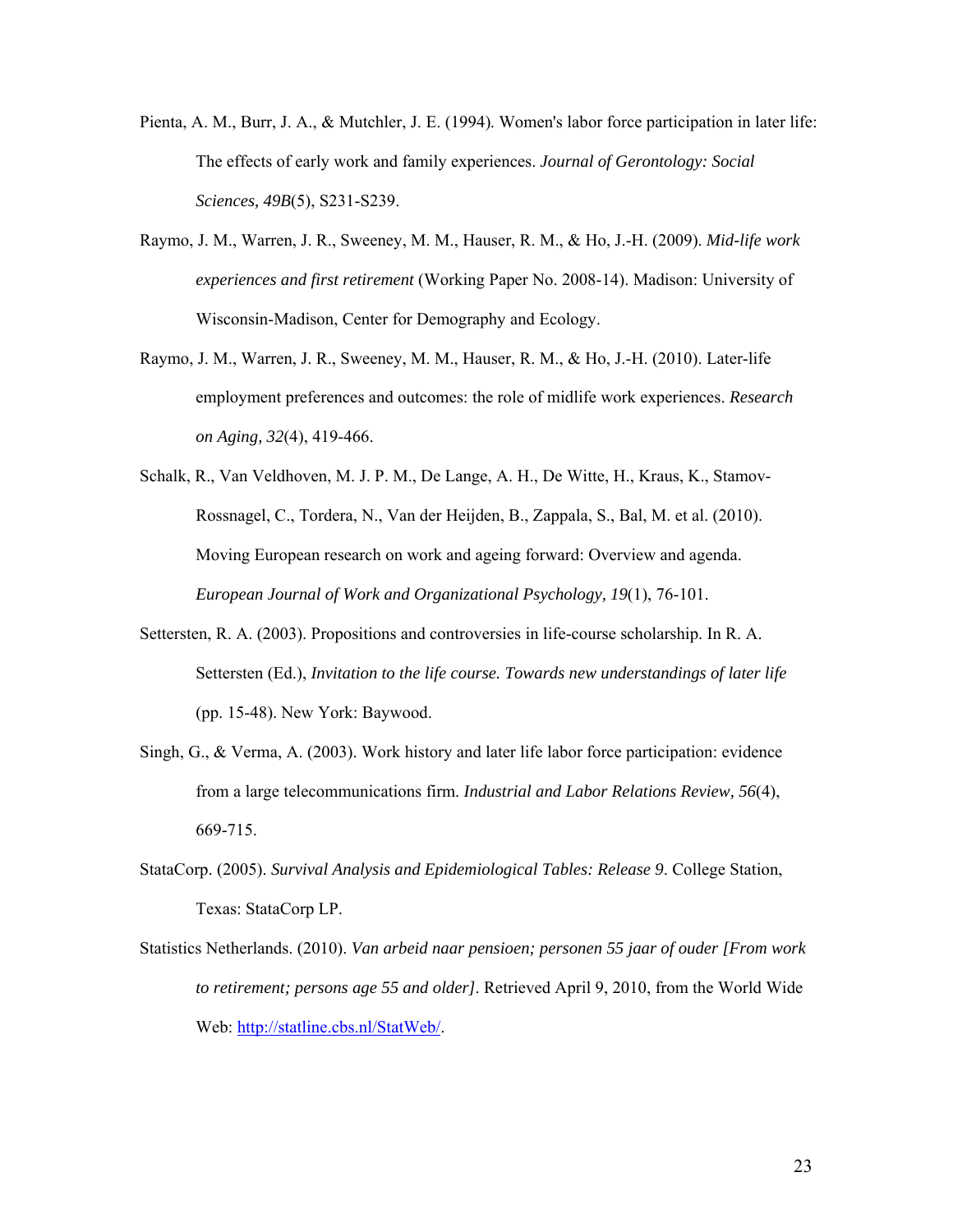Pienta, A. M., Burr, J. A., & Mutchler, J. E. (1994). Women's labor force participation in later life: The effects of early work and family experiences. *Journal of Gerontology: Social Sciences, 49B*(5), S231-S239.

Raymo, J. M., Warren, J. R., Sweeney, M. M., Hauser, R. M., & Ho, J.-H. (2009). *Mid-life work experiences and first retirement* (Working Paper No. 2008-14). Madison: University of Wisconsin-Madison, Center for Demography and Ecology.

Raymo, J. M., Warren, J. R., Sweeney, M. M., Hauser, R. M., & Ho, J.-H. (2010). Later-life employment preferences and outcomes: the role of midlife work experiences. *Research on Aging, 32*(4), 419-466.

Schalk, R., Van Veldhoven, M. J. P. M., De Lange, A. H., De Witte, H., Kraus, K., Stamov-Rossnagel, C., Tordera, N., Van der Heijden, B., Zappala, S., Bal, M. et al. (2010). Moving European research on work and ageing forward: Overview and agenda. *European Journal of Work and Organizational Psychology, 19*(1), 76-101.

Settersten, R. A. (2003). Propositions and controversies in life-course scholarship. In R. A. Settersten (Ed.), *Invitation to the life course. Towards new understandings of later life* (pp. 15-48). New York: Baywood.

Singh, G., & Verma, A. (2003). Work history and later life labor force participation: evidence from a large telecommunications firm. *Industrial and Labor Relations Review, 56*(4), 669-715.

StataCorp. (2005). *Survival Analysis and Epidemiological Tables: Release 9*. College Station, Texas: StataCorp LP.

Statistics Netherlands. (2010). *Van arbeid naar pensioen; personen 55 jaar of ouder [From work to retirement; persons age 55 and older]*. Retrieved April 9, 2010, from the World Wide Web: http://statline.cbs.nl/StatWeb/.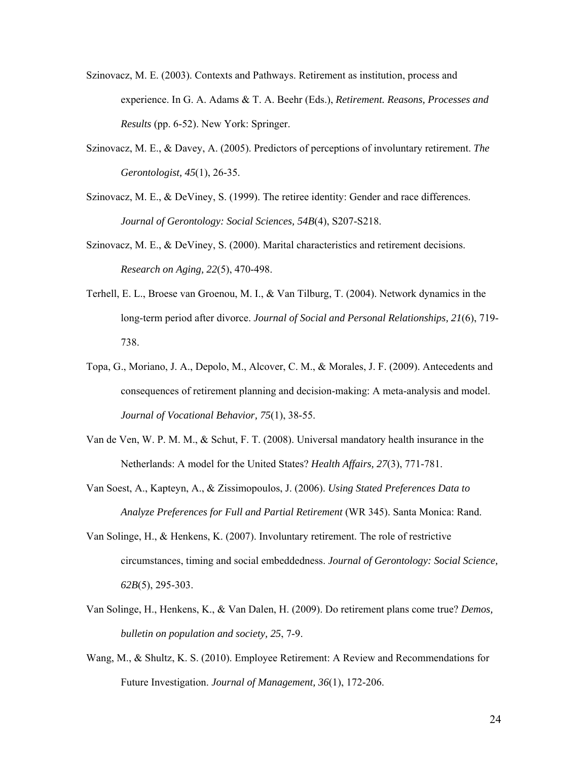Szinovacz, M. E. (2003). Contexts and Pathways. Retirement as institution, process and experience. In G. A. Adams & T. A. Beehr (Eds.), *Retirement. Reasons, Processes and Results* (pp. 6-52). New York: Springer.

Szinovacz, M. E., & Davey, A. (2005). Predictors of perceptions of involuntary retirement. *The Gerontologist, 45*(1), 26-35.

Szinovacz, M. E., & DeViney, S. (1999). The retiree identity: Gender and race differences. *Journal of Gerontology: Social Sciences, 54B*(4), S207-S218.

Szinovacz, M. E., & DeViney, S. (2000). Marital characteristics and retirement decisions. *Research on Aging, 22*(5), 470-498.

Terhell, E. L., Broese van Groenou, M. I., & Van Tilburg, T. (2004). Network dynamics in the long-term period after divorce. *Journal of Social and Personal Relationships, 21*(6), 719-738.

Topa, G., Moriano, J. A., Depolo, M., Alcover, C. M., & Morales, J. F. (2009). Antecedents and consequences of retirement planning and decision-making: A meta-analysis and model. *Journal of Vocational Behavior, 75*(1), 38-55.

Van de Ven, W. P. M. M., & Schut, F. T. (2008). Universal mandatory health insurance in the Netherlands: A model for the United States? *Health Affairs, 27*(3), 771-781.

Van Soest, A., Kapteyn, A., & Zissimopoulos, J. (2006). *Using Stated Preferences Data to Analyze Preferences for Full and Partial Retirement* (WR 345). Santa Monica: Rand.

Van Solinge, H., & Henkens, K. (2007). Involuntary retirement. The role of restrictive circumstances, timing and social embeddedness. *Journal of Gerontology: Social Science, 62B*(5), 295-303.

Van Solinge, H., Henkens, K., & Van Dalen, H. (2009). Do retirement plans come true? *Demos, bulletin on population and society, 25*, 7-9.

Wang, M., & Shultz, K. S. (2010). Employee Retirement: A Review and Recommendations for Future Investigation. *Journal of Management, 36*(1), 172-206.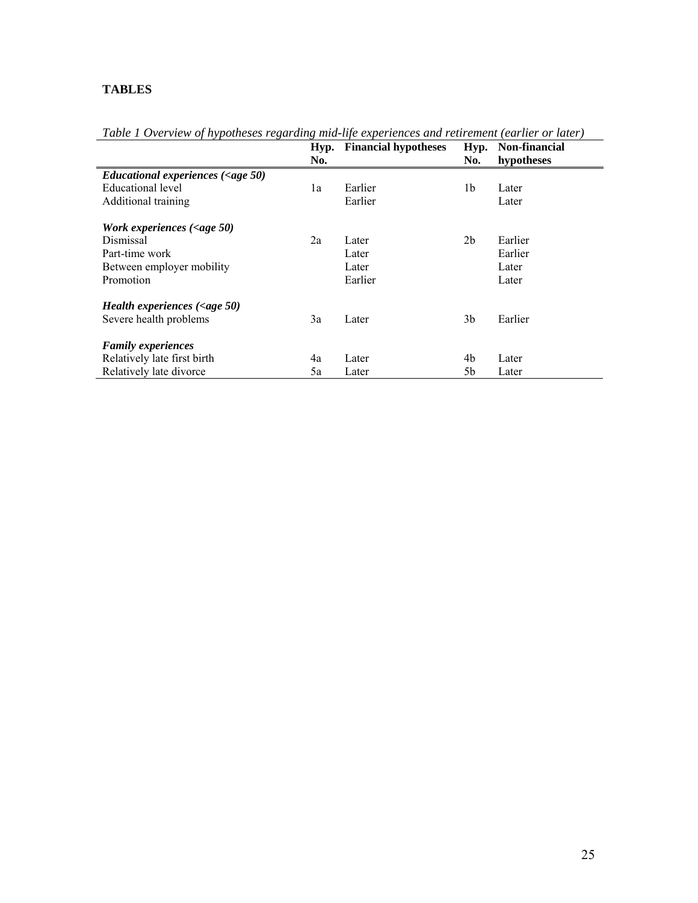# TABLES

*Table 1 Overview of hypotheses regarding mid-life experiences and retirement (earlier or later)*

| | Hyp. No. | Financial hypotheses | Hyp. No. | Non-financial hypotheses |
|---|---|---|---|---|
| ***Educational experiences (<age 50)*** | | | | |
| Educational level | 1a | Earlier | 1b | Later |
| Additional training | | Earlier | | Later |
| ***Work experiences (<age 50)*** | | | | |
| Dismissal | 2a | Later | 2b | Earlier |
| Part-time work | | Later | | Earlier |
| Between employer mobility | | Later | | Later |
| Promotion | | Earlier | | Later |
| ***Health experiences (<age 50)*** | | | | |
| Severe health problems | 3a | Later | 3b | Earlier |
| ***Family experiences*** | | | | |
| Relatively late first birth | 4a | Later | 4b | Later |
| Relatively late divorce | 5a | Later | 5b | Later |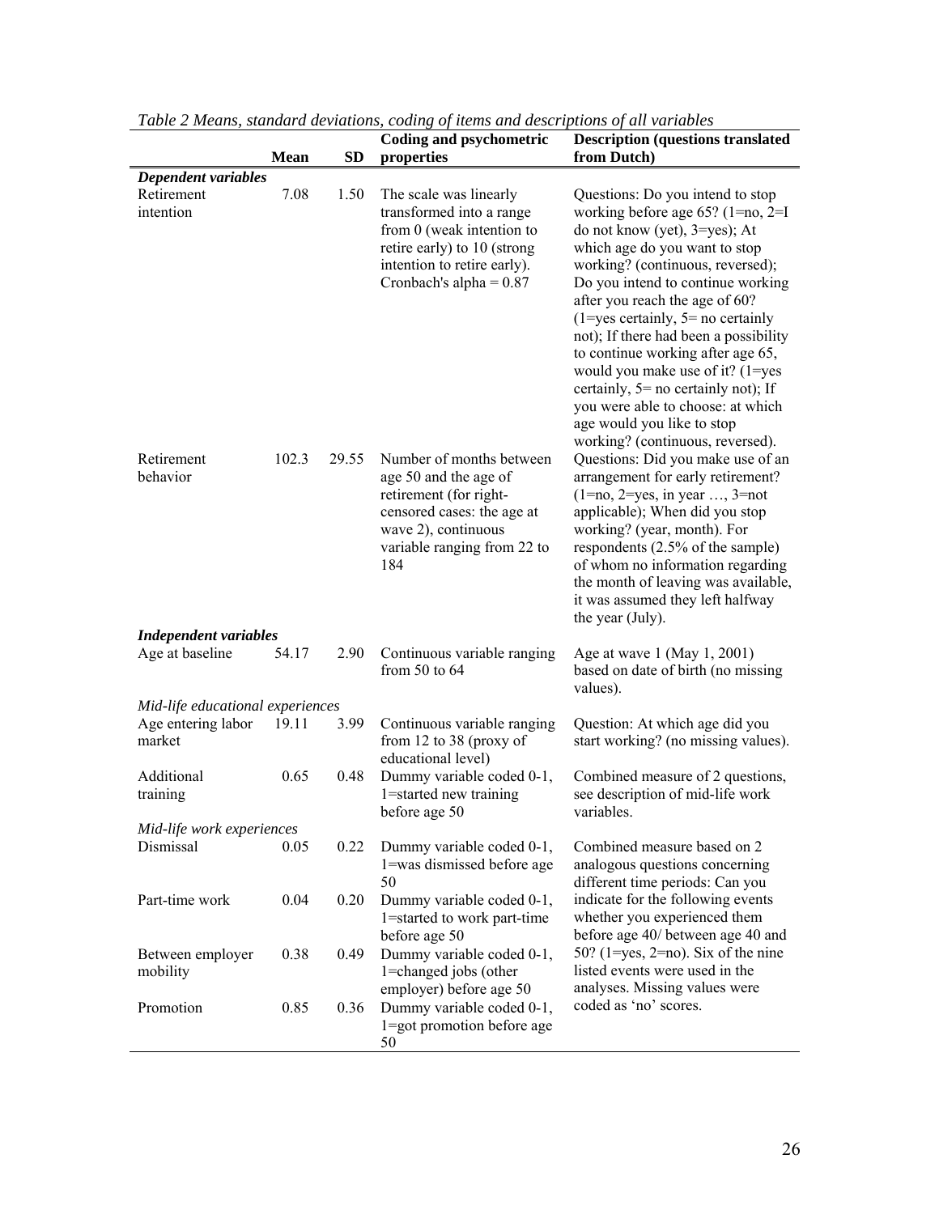*Table 2 Means, standard deviations, coding of items and descriptions of all variables*

| | Mean | SD | Coding and psychometric properties | Description (questions translated from Dutch) |
|---|---|---|---|---|
| ***Dependent variables*** | | | | |
| Retirement intention | 7.08 | 1.50 | The scale was linearly transformed into a range from 0 (weak intention to retire early) to 10 (strong intention to retire early). Cronbach's alpha = 0.87 | Questions: Do you intend to stop working before age 65? (1=no, 2=I do not know (yet), 3=yes); At which age do you want to stop working? (continuous, reversed); Do you intend to continue working after you reach the age of 60? (1=yes certainly, 5= no certainly not); If there had been a possibility to continue working after age 65, would you make use of it? (1=yes certainly, 5= no certainly not); If you were able to choose: at which age would you like to stop working? (continuous, reversed). |
| Retirement behavior | 102.3 | 29.55 | Number of months between age 50 and the age of retirement (for right-censored cases: the age at wave 2), continuous variable ranging from 22 to 184 | Questions: Did you make use of an arrangement for early retirement? (1=no, 2=yes, in year …, 3=not applicable); When did you stop working? (year, month). For respondents (2.5% of the sample) of whom no information regarding the month of leaving was available, it was assumed they left halfway the year (July). |
| ***Independent variables*** | | | | |
| Age at baseline | 54.17 | 2.90 | Continuous variable ranging from 50 to 64 | Age at wave 1 (May 1, 2001) based on date of birth (no missing values). |
| *Mid-life educational experiences* | | | | |
| Age entering labor market | 19.11 | 3.99 | Continuous variable ranging from 12 to 38 (proxy of educational level) | Question: At which age did you start working? (no missing values). |
| Additional training | 0.65 | 0.48 | Dummy variable coded 0-1, 1=started new training before age 50 | Combined measure of 2 questions, see description of mid-life work variables. |
| *Mid-life work experiences* | | | | |
| Dismissal | 0.05 | 0.22 | Dummy variable coded 0-1, 1=was dismissed before age 50 | Combined measure based on 2 analogous questions concerning different time periods: Can you indicate for the following events whether you experienced them before age 40/ between age 40 and 50? (1=yes, 2=no). Six of the nine listed events were used in the analyses. Missing values were coded as 'no' scores. |
| Part-time work | 0.04 | 0.20 | Dummy variable coded 0-1, 1=started to work part-time before age 50 | |
| Between employer mobility | 0.38 | 0.49 | Dummy variable coded 0-1, 1=changed jobs (other employer) before age 50 | |
| Promotion | 0.85 | 0.36 | Dummy variable coded 0-1, 1=got promotion before age 50 | |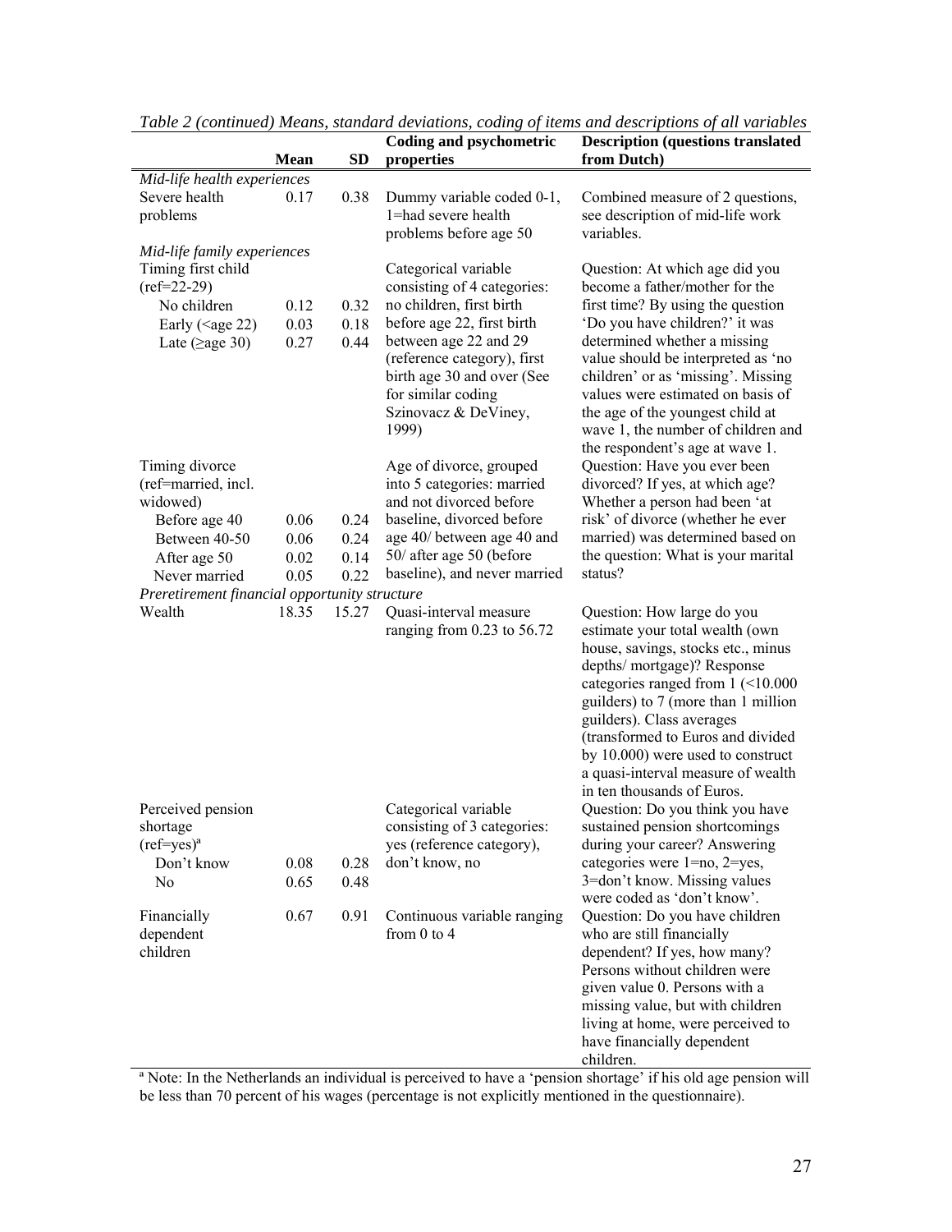*Table 2 (continued) Means, standard deviations, coding of items and descriptions of all variables*

| | Mean | SD | Coding and psychometric properties | Description (questions translated from Dutch) |
|---|---|---|---|---|
| *Mid-life health experiences* | | | | |
| Severe health problems | 0.17 | 0.38 | Dummy variable coded 0-1, 1=had severe health problems before age 50 | Combined measure of 2 questions, see description of mid-life work variables. |
| *Mid-life family experiences* | | | | |
| Timing first child (ref=22-29) | | | Categorical variable consisting of 4 categories: no children, first birth before age 22, first birth between age 22 and 29 (reference category), first birth age 30 and over (See for similar coding Szinovacz & DeViney, 1999) | Question: At which age did you become a father/mother for the first time? By using the question 'Do you have children?' it was determined whether a missing value should be interpreted as 'no children' or as 'missing'. Missing values were estimated on basis of the age of the youngest child at wave 1, the number of children and the respondent's age at wave 1. |
| No children | 0.12 | 0.32 | | |
| Early (<age 22) | 0.03 | 0.18 | | |
| Late (≥age 30) | 0.27 | 0.44 | | |
| Timing divorce (ref=married, incl. widowed) | | | Age of divorce, grouped into 5 categories: married and not divorced before baseline, divorced before age 40/ between age 40 and 50/ after age 50 (before baseline), and never married | Question: Have you ever been divorced? If yes, at which age? Whether a person had been 'at risk' of divorce (whether he ever married) was determined based on the question: What is your marital status? |
| Before age 40 | 0.06 | 0.24 | | |
| Between 40-50 | 0.06 | 0.24 | | |
| After age 50 | 0.02 | 0.14 | | |
| Never married | 0.05 | 0.22 | | |
| *Preretirement financial opportunity structure* | | | | |
| Wealth | 18.35 | 15.27 | Quasi-interval measure ranging from 0.23 to 56.72 | Question: How large do you estimate your total wealth (own house, savings, stocks etc., minus depths/ mortgage)? Response categories ranged from 1 (<10.000 guilders) to 7 (more than 1 million guilders). Class averages (transformed to Euros and divided by 10.000) were used to construct a quasi-interval measure of wealth in ten thousands of Euros. |
| Perceived pension shortage (ref=yes)[a] | | | Categorical variable consisting of 3 categories: yes (reference category), don't know, no | Question: Do you think you have sustained pension shortcomings during your career? Answering categories were 1=no, 2=yes, 3=don't know. Missing values were coded as 'don't know'. |
| Don't know | 0.08 | 0.28 | | |
| No | 0.65 | 0.48 | | |
| Financially dependent children | 0.67 | 0.91 | Continuous variable ranging from 0 to 4 | Question: Do you have children who are still financially dependent? If yes, how many? Persons without children were given value 0. Persons with a missing value, but with children living at home, were perceived to have financially dependent children. |

[a] Note: In the Netherlands an individual is perceived to have a 'pension shortage' if his old age pension will be less than 70 percent of his wages (percentage is not explicitly mentioned in the questionnaire).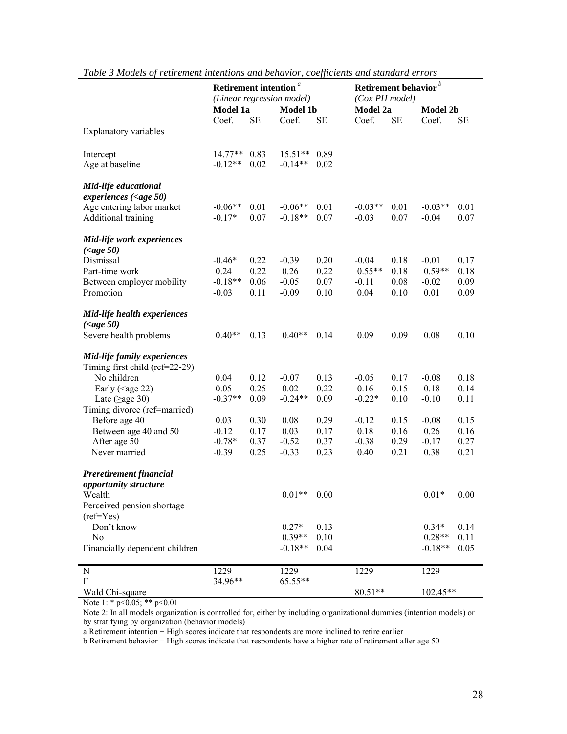*Table 3 Models of retirement intentions and behavior, coefficients and standard errors*

| | Retirement intention [a] (Linear regression model) | | | | Retirement behavior [b] (Cox PH model) | | | |
|---|---|---|---|---|---|---|---|---|
| | **Model 1a** | | **Model 1b** | | **Model 2a** | | **Model 2b** | |
| Explanatory variables | Coef. | SE | Coef. | SE | Coef. | SE | Coef. | SE |
| Intercept | 14.77** | 0.83 | 15.51** | 0.89 | | | | |
| Age at baseline | -0.12** | 0.02 | -0.14** | 0.02 | | | | |
| ***Mid-life educational experiences (<age 50)*** | | | | | | | | |
| Age entering labor market | -0.06** | 0.01 | -0.06** | 0.01 | -0.03** | 0.01 | -0.03** | 0.01 |
| Additional training | -0.17* | 0.07 | -0.18** | 0.07 | -0.03 | 0.07 | -0.04 | 0.07 |
| ***Mid-life work experiences (<age 50)*** | | | | | | | | |
| Dismissal | -0.46* | 0.22 | -0.39 | 0.20 | -0.04 | 0.18 | -0.01 | 0.17 |
| Part-time work | 0.24 | 0.22 | 0.26 | 0.22 | 0.55** | 0.18 | 0.59** | 0.18 |
| Between employer mobility | -0.18** | 0.06 | -0.05 | 0.07 | -0.11 | 0.08 | -0.02 | 0.09 |
| Promotion | -0.03 | 0.11 | -0.09 | 0.10 | 0.04 | 0.10 | 0.01 | 0.09 |
| ***Mid-life health experiences (<age 50)*** | | | | | | | | |
| Severe health problems | 0.40** | 0.13 | 0.40** | 0.14 | 0.09 | 0.09 | 0.08 | 0.10 |
| ***Mid-life family experiences*** | | | | | | | | |
| Timing first child (ref=22-29) | | | | | | | | |
| No children | 0.04 | 0.12 | -0.07 | 0.13 | -0.05 | 0.17 | -0.08 | 0.18 |
| Early (<age 22) | 0.05 | 0.25 | 0.02 | 0.22 | 0.16 | 0.15 | 0.18 | 0.14 |
| Late (≥age 30) | -0.37** | 0.09 | -0.24** | 0.09 | -0.22* | 0.10 | -0.10 | 0.11 |
| Timing divorce (ref=married) | | | | | | | | |
| Before age 40 | 0.03 | 0.30 | 0.08 | 0.29 | -0.12 | 0.15 | -0.08 | 0.15 |
| Between age 40 and 50 | -0.12 | 0.17 | 0.03 | 0.17 | 0.18 | 0.16 | 0.26 | 0.16 |
| After age 50 | -0.78* | 0.37 | -0.52 | 0.37 | -0.38 | 0.29 | -0.17 | 0.27 |
| Never married | -0.39 | 0.25 | -0.33 | 0.23 | 0.40 | 0.21 | 0.38 | 0.21 |
| ***Preretirement financial opportunity structure*** | | | | | | | | |
| Wealth | | | 0.01** | 0.00 | | | 0.01* | 0.00 |
| Perceived pension shortage (ref=Yes) | | | | | | | | |
| Don't know | | | 0.27* | 0.13 | | | 0.34* | 0.14 |
| No | | | 0.39** | 0.10 | | | 0.28** | 0.11 |
| Financially dependent children | | | -0.18** | 0.04 | | | -0.18** | 0.05 |
| N | 1229 | | 1229 | | 1229 | | 1229 | |
| F | 34.96** | | 65.55** | | | | | |
| Wald Chi-square | | | | | 80.51** | | 102.45** | |

Note 1: * p<0.05; ** p<0.01

Note 2: In all models organization is controlled for, either by including organizational dummies (intention models) or by stratifying by organization (behavior models)

a Retirement intention − High scores indicate that respondents are more inclined to retire earlier

b Retirement behavior − High scores indicate that respondents have a higher rate of retirement after age 50